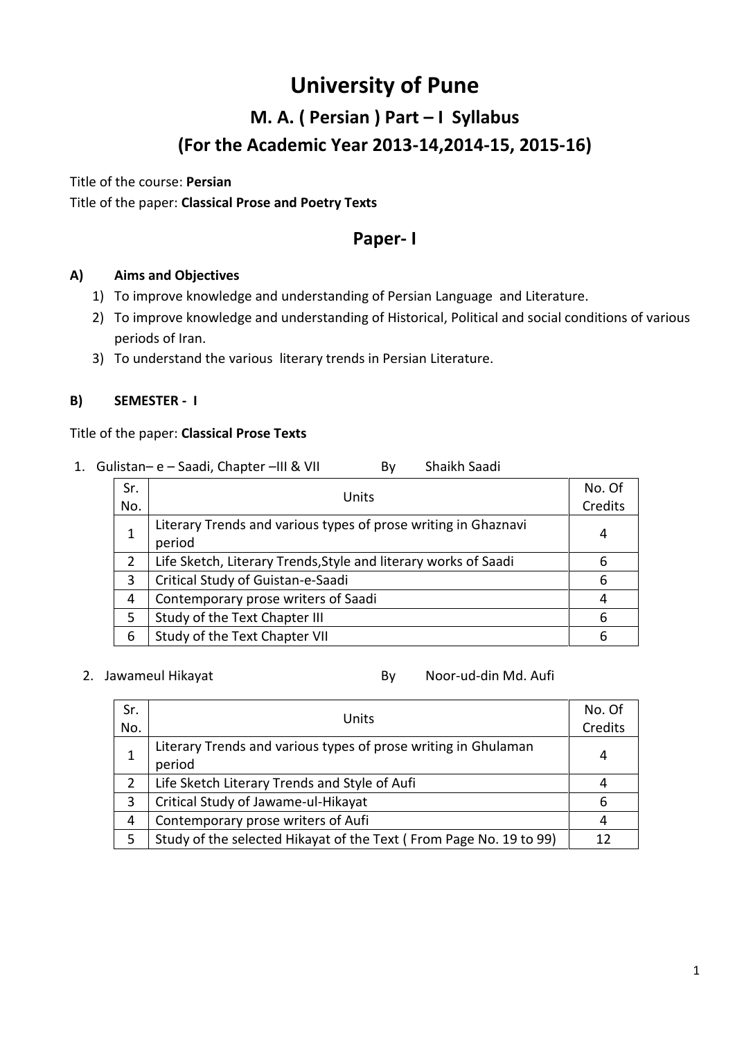# University of Pune

## M. A. ( Persian ) Part – I Syllabus

## (For the Academic Year 2013-14,2014-15, 2015-16)

Title of the course: **Persian**

Title of the paper: **Classical Prose and Poetry Texts**

## Paper- I

**A) Aims and Objectives**

1) To improve knowledge and understanding of Persian Language and Literature.
2) To improve knowledge and understanding of Historical, Political and social conditions of various periods of Iran.
3) To understand the various literary trends in Persian Literature.

**B) SEMESTER - I**

Title of the paper: **Classical Prose Texts**

1. Gulistan– e – Saadi, Chapter –III & VII By Shaikh Saadi

| Sr. No. | Units | No. Of Credits |
|---|---|---|
| 1 | Literary Trends and various types of prose writing in Ghaznavi period | 4 |
| 2 | Life Sketch, Literary Trends,Style and literary works of Saadi | 6 |
| 3 | Critical Study of Guistan-e-Saadi | 6 |
| 4 | Contemporary prose writers of Saadi | 4 |
| 5 | Study of the Text Chapter III | 6 |
| 6 | Study of the Text Chapter VII | 6 |

2. Jawameul Hikayat By Noor-ud-din Md. Aufi

| Sr. No. | Units | No. Of Credits |
|---|---|---|
| 1 | Literary Trends and various types of prose writing in Ghulaman period | 4 |
| 2 | Life Sketch Literary Trends and Style of Aufi | 4 |
| 3 | Critical Study of Jawame-ul-Hikayat | 6 |
| 4 | Contemporary prose writers of Aufi | 4 |
| 5 | Study of the selected Hikayat of the Text ( From Page No. 19 to 99) | 12 |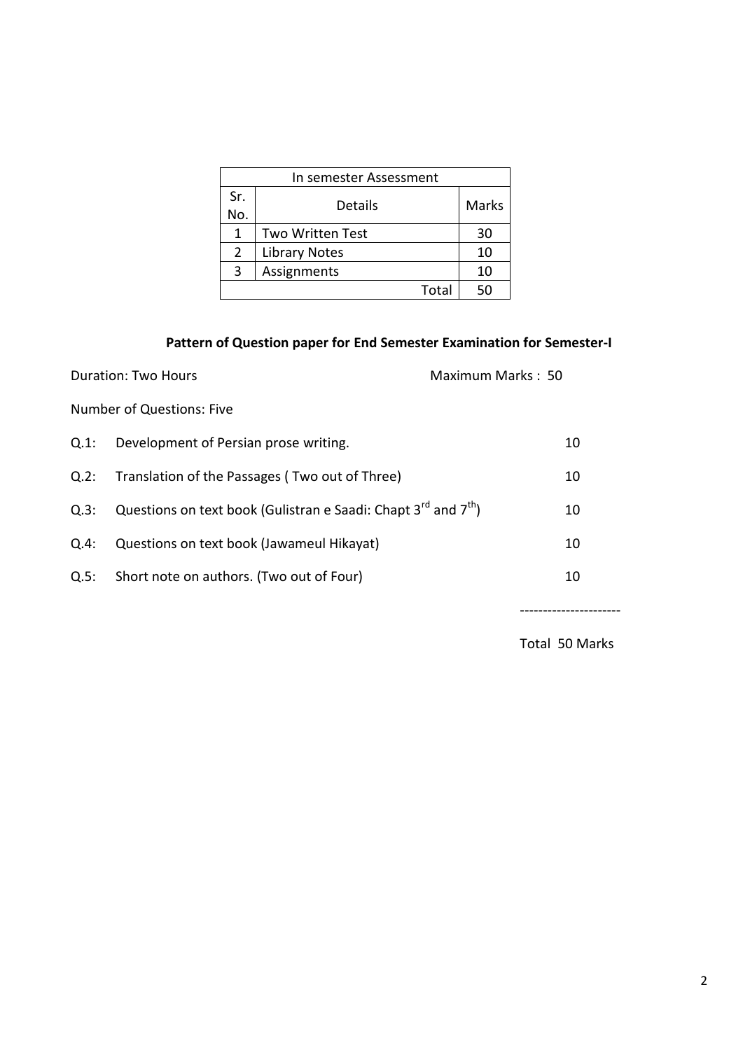| In semester Assessment | | |
|---|---|---|
| Sr. No. | Details | Marks |
| 1 | Two Written Test | 30 |
| 2 | Library Notes | 10 |
| 3 | Assignments | 10 |
| | Total | 50 |

**Pattern of Question paper for End Semester Examination for Semester-I**

Duration: Two Hours | Maximum Marks : 50

Number of Questions: Five

| | | |
|---|---|---|
| Q.1: | Development of Persian prose writing. | 10 |
| Q.2: | Translation of the Passages ( Two out of Three) | 10 |
| Q.3: | Questions on text book (Gulistran e Saadi: Chapt 3rd and 7th) | 10 |
| Q.4: | Questions on text book (Jawameul Hikayat) | 10 |
| Q.5: | Short note on authors. (Two out of Four) | 10 |

---------------------

Total 50 Marks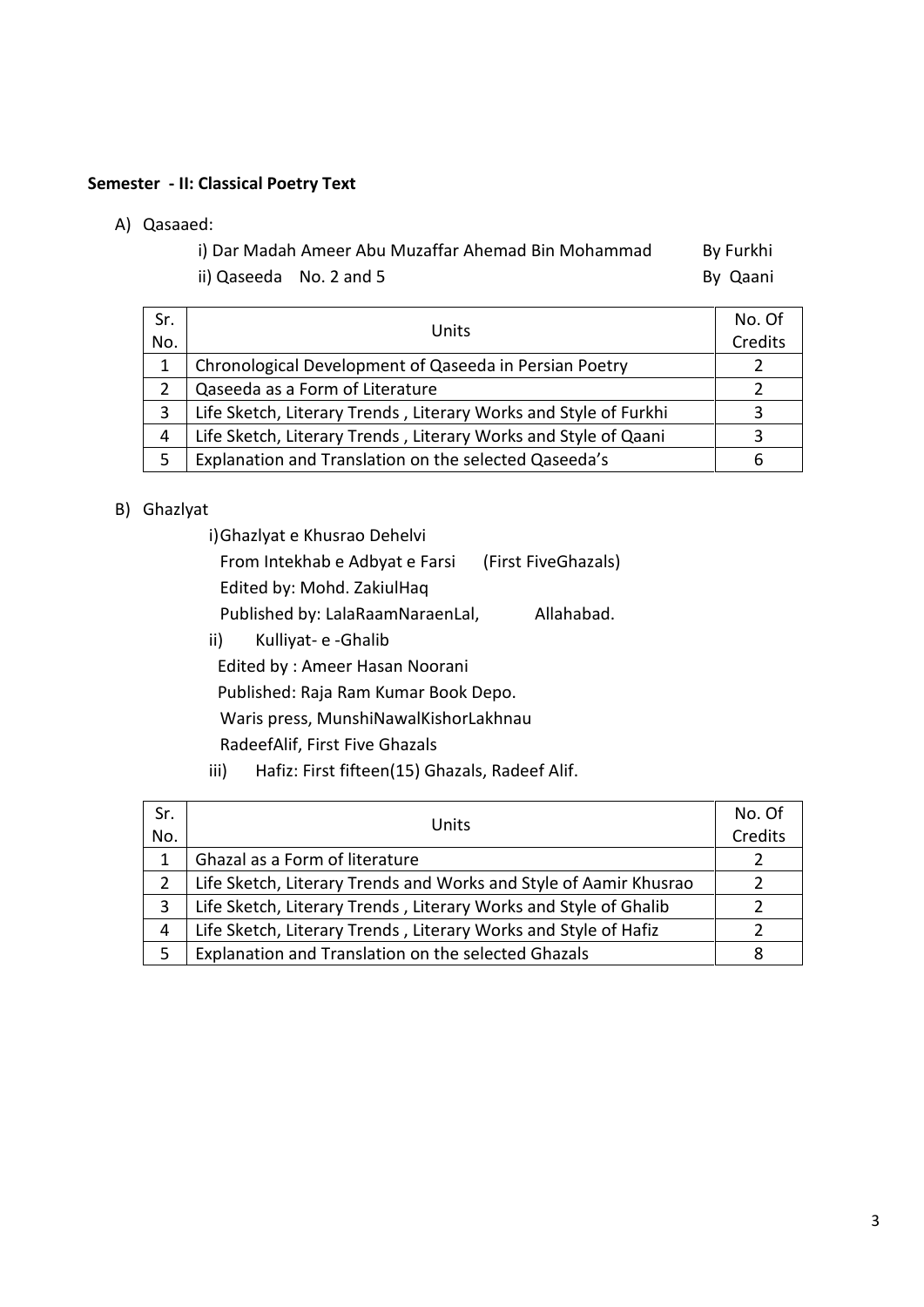**Semester - II: Classical Poetry Text**

A) Qasaaed:

i) Dar Madah Ameer Abu Muzaffar Ahemad Bin Mohammad By Furkhi

ii) Qaseeda No. 2 and 5 By Qaani

| Sr. No. | Units | No. Of Credits |
|---|---|---|
| 1 | Chronological Development of Qaseeda in Persian Poetry | 2 |
| 2 | Qaseeda as a Form of Literature | 2 |
| 3 | Life Sketch, Literary Trends , Literary Works and Style of Furkhi | 3 |
| 4 | Life Sketch, Literary Trends , Literary Works and Style of Qaani | 3 |
| 5 | Explanation and Translation on the selected Qaseeda's | 6 |

B) Ghazlyat

i) Ghazlyat e Khusrao Dehelvi

From Intekhab e Adbyat e Farsi (First FiveGhazals)

Edited by: Mohd. ZakiulHaq

Published by: LalaRaamNaraenLal, Allahabad.

ii) Kulliyat- e -Ghalib

Edited by : Ameer Hasan Noorani

Published: Raja Ram Kumar Book Depo.

Waris press, MunshiNawalKishorLakhnau

RadeefAlif, First Five Ghazals

iii) Hafiz: First fifteen(15) Ghazals, Radeef Alif.

| Sr. No. | Units | No. Of Credits |
|---|---|---|
| 1 | Ghazal as a Form of literature | 2 |
| 2 | Life Sketch, Literary Trends and Works and Style of Aamir Khusrao | 2 |
| 3 | Life Sketch, Literary Trends , Literary Works and Style of Ghalib | 2 |
| 4 | Life Sketch, Literary Trends , Literary Works and Style of Hafiz | 2 |
| 5 | Explanation and Translation on the selected Ghazals | 8 |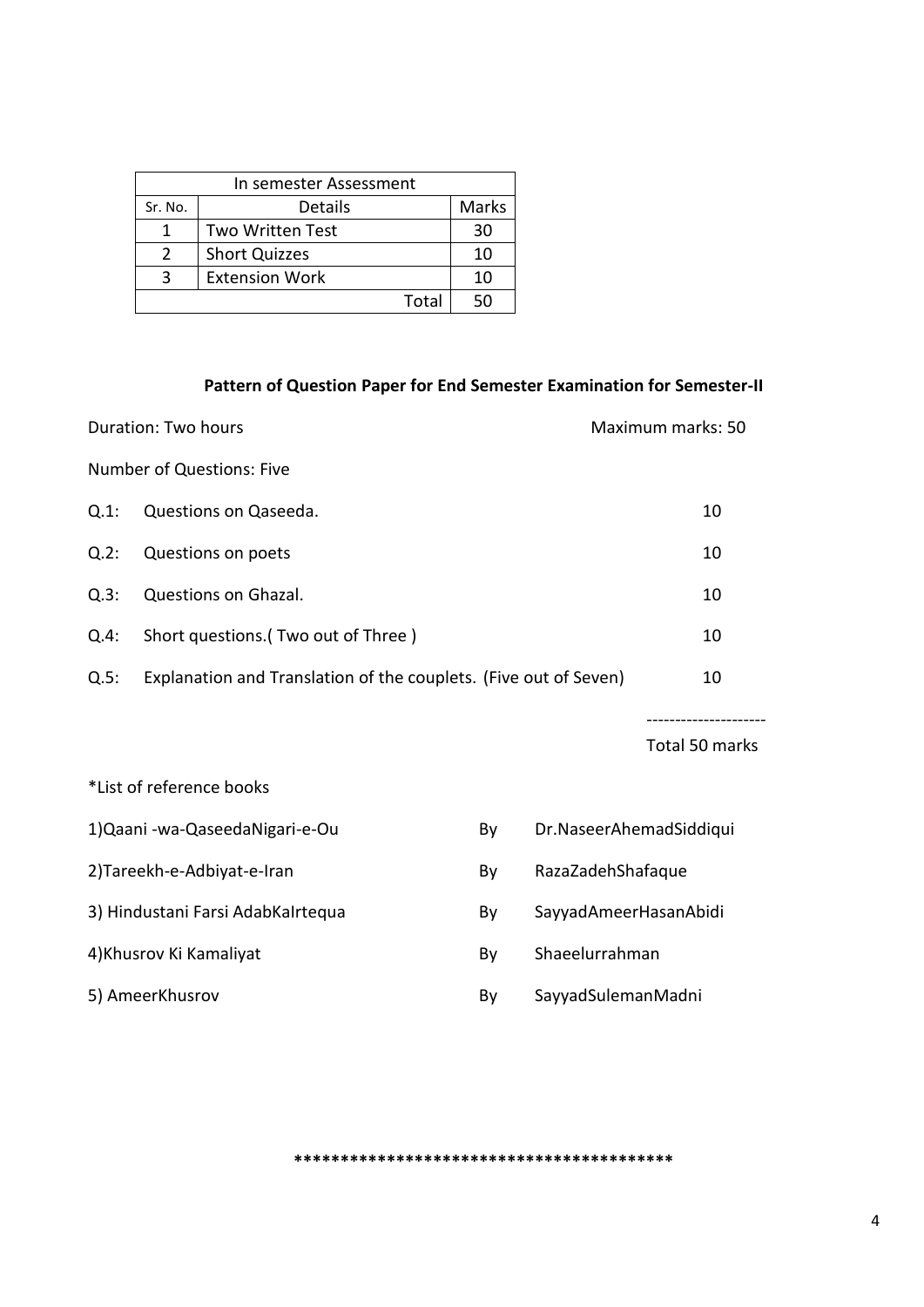| In semester Assessment | | |
|---|---|---|
| Sr. No. | Details | Marks |
| 1 | Two Written Test | 30 |
| 2 | Short Quizzes | 10 |
| 3 | Extension Work | 10 |
| | Total | 50 |

**Pattern of Question Paper for End Semester Examination for Semester-II**

Duration: Two hours — Maximum marks: 50

Number of Questions: Five

| | | |
|---|---|---|
| Q.1: | Questions on Qaseeda. | 10 |
| Q.2: | Questions on poets | 10 |
| Q.3: | Questions on Ghazal. | 10 |
| Q.4: | Short questions.( Two out of Three ) | 10 |
| Q.5: | Explanation and Translation of the couplets. (Five out of Seven) | 10 |
| | | --------------------- |
| | | Total 50 marks |

*List of reference books

| | | |
|---|---|---|
| 1)Qaani -wa-QaseedaNigari-e-Ou | By | Dr.NaseerAhemadSiddiqui |
| 2)Tareekh-e-Adbiyat-e-Iran | By | RazaZadehShafaque |
| 3) Hindustani Farsi AdabKaIrtequa | By | SayyadAmeerHasanAbidi |
| 4)Khusrov Ki Kamaliyat | By | Shaeelurrahman |
| 5) AmeerKhusrov | By | SayyadSulemanMadni |

*****************************************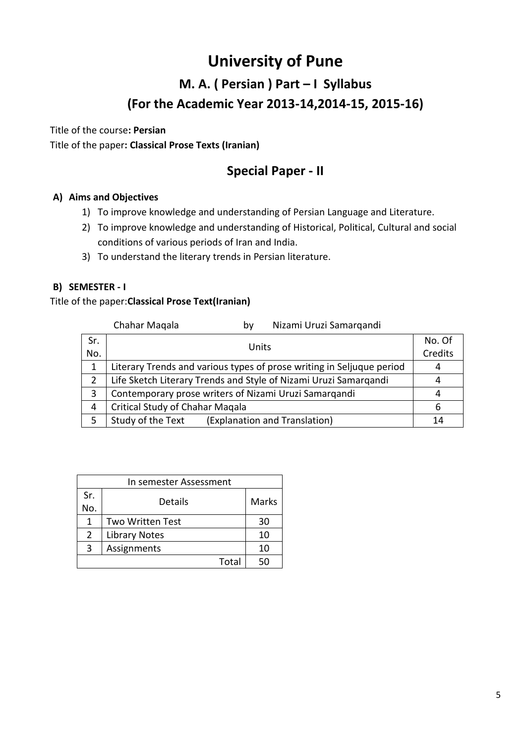# University of Pune

## M. A. ( Persian ) Part – I Syllabus

## (For the Academic Year 2013-14,2014-15, 2015-16)

Title of the course**: Persian**

Title of the paper**: Classical Prose Texts (Iranian)**

## Special Paper - II

**A) Aims and Objectives**

1) To improve knowledge and understanding of Persian Language and Literature.
2) To improve knowledge and understanding of Historical, Political, Cultural and social conditions of various periods of Iran and India.
3) To understand the literary trends in Persian literature.

**B) SEMESTER - I**

Title of the paper:**Classical Prose Text(Iranian)**

Chahar Maqala by Nizami Uruzi Samarqandi

| Sr. No. | Units | No. Of Credits |
|---|---|---|
| 1 | Literary Trends and various types of prose writing in Seljuque period | 4 |
| 2 | Life Sketch Literary Trends and Style of Nizami Uruzi Samarqandi | 4 |
| 3 | Contemporary prose writers of Nizami Uruzi Samarqandi | 4 |
| 4 | Critical Study of Chahar Maqala | 6 |
| 5 | Study of the Text (Explanation and Translation) | 14 |

| In semester Assessment | | |
|---|---|---|
| Sr. No. | Details | Marks |
| 1 | Two Written Test | 30 |
| 2 | Library Notes | 10 |
| 3 | Assignments | 10 |
| | Total | 50 |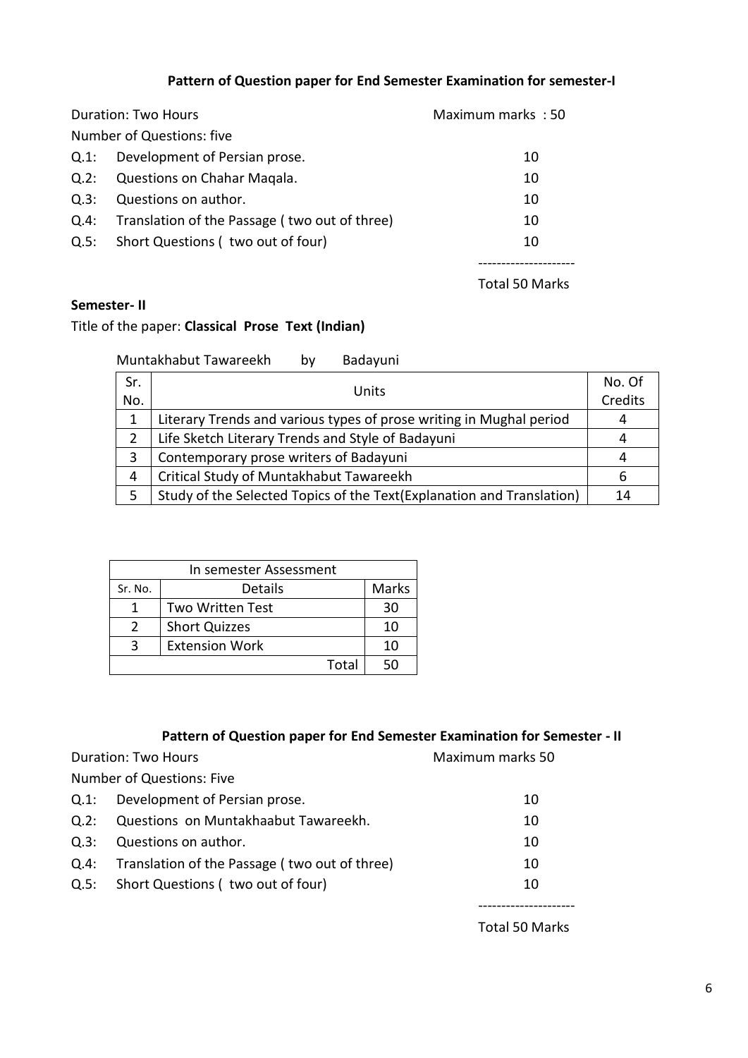**Pattern of Question paper for End Semester Examination for semester-I**

Duration: Two Hours — Maximum marks : 50

Number of Questions: five

| | | |
|---|---|---|
| Q.1: | Development of Persian prose. | 10 |
| Q.2: | Questions on Chahar Maqala. | 10 |
| Q.3: | Questions on author. | 10 |
| Q.4: | Translation of the Passage ( two out of three) | 10 |
| Q.5: | Short Questions ( two out of four) | 10 |
| | | --------------------- |
| | | Total 50 Marks |

**Semester- II**

Title of the paper: **Classical Prose Text (Indian)**

Muntakhabut Tawareekh by Badayuni

| Sr. No. | Units | No. Of Credits |
|---|---|---|
| 1 | Literary Trends and various types of prose writing in Mughal period | 4 |
| 2 | Life Sketch Literary Trends and Style of Badayuni | 4 |
| 3 | Contemporary prose writers of Badayuni | 4 |
| 4 | Critical Study of Muntakhabut Tawareekh | 6 |
| 5 | Study of the Selected Topics of the Text(Explanation and Translation) | 14 |

| In semester Assessment | | |
|---|---|---|
| Sr. No. | Details | Marks |
| 1 | Two Written Test | 30 |
| 2 | Short Quizzes | 10 |
| 3 | Extension Work | 10 |
| | Total | 50 |

**Pattern of Question paper for End Semester Examination for Semester - II**

Duration: Two Hours — Maximum marks 50

Number of Questions: Five

| | | |
|---|---|---|
| Q.1: | Development of Persian prose. | 10 |
| Q.2: | Questions on Muntakhaabut Tawareekh. | 10 |
| Q.3: | Questions on author. | 10 |
| Q.4: | Translation of the Passage ( two out of three) | 10 |
| Q.5: | Short Questions ( two out of four) | 10 |
| | | --------------------- |
| | | Total 50 Marks |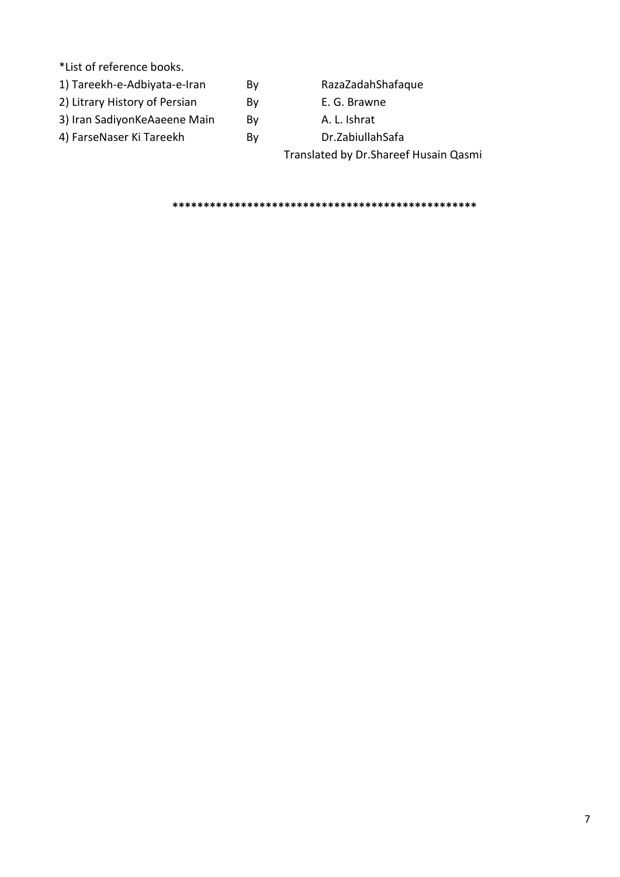*List of reference books.

| | | |
|---|---|---|
| 1) Tareekh-e-Adbiyata-e-Iran | By | RazaZadahShafaque |
| 2) Litrary History of Persian | By | E. G. Brawne |
| 3) Iran SadiyonKeAaeene Main | By | A. L. Ishrat |
| 4) FarseNaser Ki Tareekh | By | Dr.ZabiullahSafa |
| | | Translated by Dr.Shareef Husain Qasmi |

**************************************************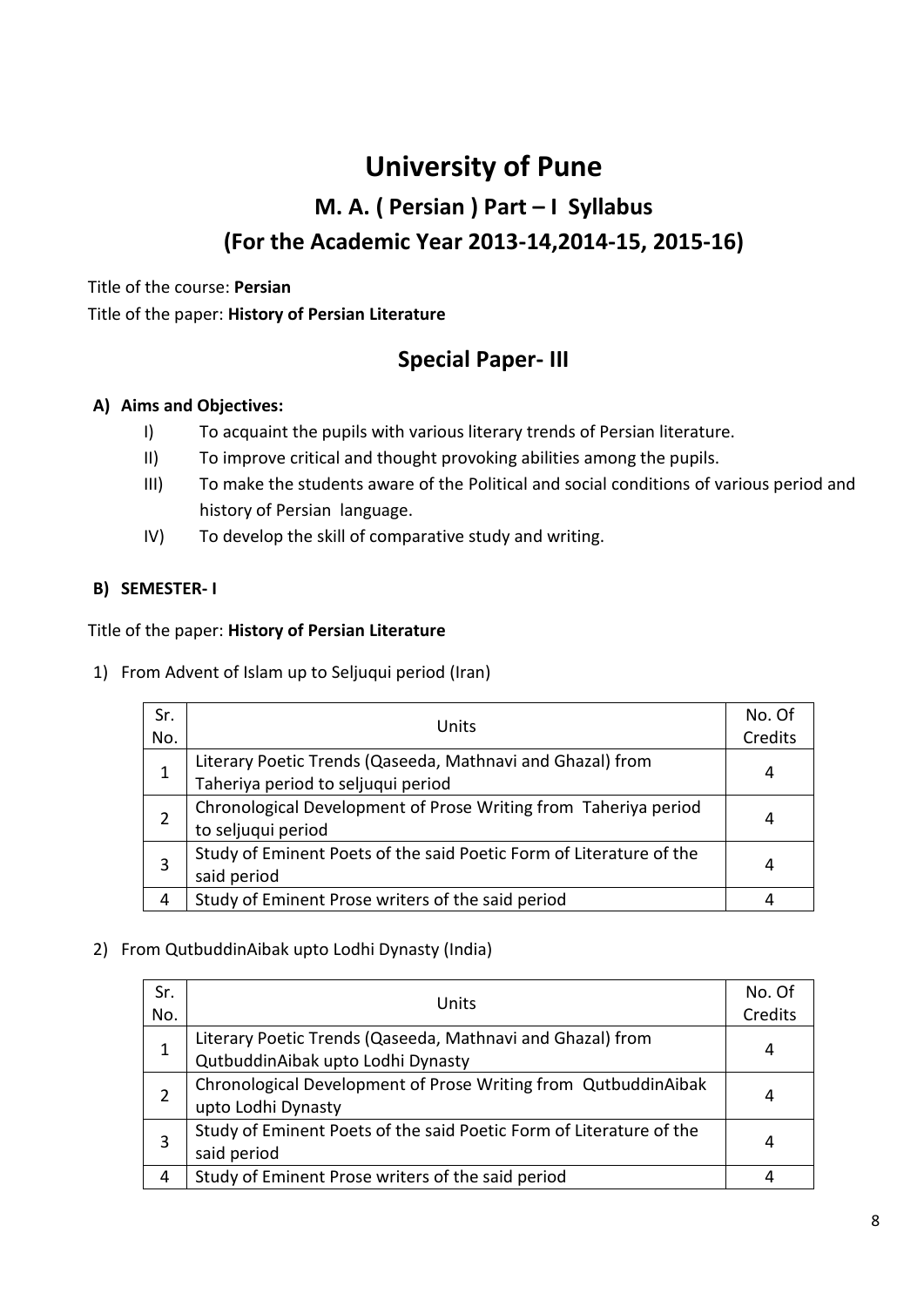# University of Pune

## M. A. ( Persian ) Part – I Syllabus

## (For the Academic Year 2013-14,2014-15, 2015-16)

Title of the course: **Persian**

Title of the paper: **History of Persian Literature**

## Special Paper- III

**A) Aims and Objectives:**

- I) To acquaint the pupils with various literary trends of Persian literature.
- II) To improve critical and thought provoking abilities among the pupils.
- III) To make the students aware of the Political and social conditions of various period and history of Persian language.
- IV) To develop the skill of comparative study and writing.

**B) SEMESTER- I**

Title of the paper: **History of Persian Literature**

1) From Advent of Islam up to Seljuqui period (Iran)

| Sr. No. | Units | No. Of Credits |
|---|---|---|
| 1 | Literary Poetic Trends (Qaseeda, Mathnavi and Ghazal) from Taheriya period to seljuqui period | 4 |
| 2 | Chronological Development of Prose Writing from Taheriya period to seljuqui period | 4 |
| 3 | Study of Eminent Poets of the said Poetic Form of Literature of the said period | 4 |
| 4 | Study of Eminent Prose writers of the said period | 4 |

2) From QutbuddinAibak upto Lodhi Dynasty (India)

| Sr. No. | Units | No. Of Credits |
|---|---|---|
| 1 | Literary Poetic Trends (Qaseeda, Mathnavi and Ghazal) from QutbuddinAibak upto Lodhi Dynasty | 4 |
| 2 | Chronological Development of Prose Writing from QutbuddinAibak upto Lodhi Dynasty | 4 |
| 3 | Study of Eminent Poets of the said Poetic Form of Literature of the said period | 4 |
| 4 | Study of Eminent Prose writers of the said period | 4 |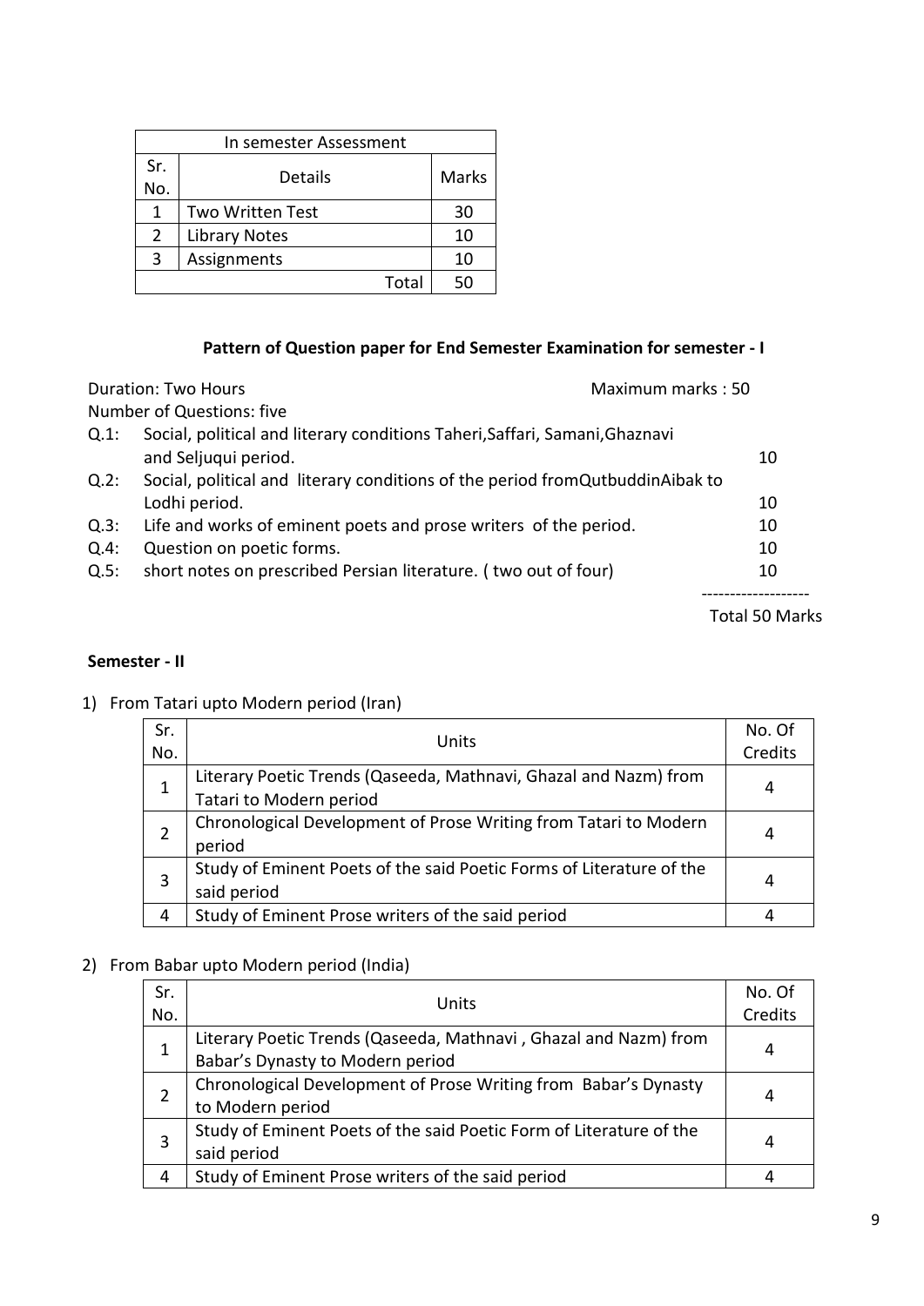| In semester Assessment | | |
|---|---|---|
| Sr. No. | Details | Marks |
| 1 | Two Written Test | 30 |
| 2 | Library Notes | 10 |
| 3 | Assignments | 10 |
| | Total | 50 |

**Pattern of Question paper for End Semester Examination for semester - I**

Duration: Two Hours Maximum marks : 50

Number of Questions: five

| | | |
|---|---|---|
| Q.1: | Social, political and literary conditions Taheri,Saffari, Samani,Ghaznavi and Seljuqui period. | 10 |
| Q.2: | Social, political and literary conditions of the period fromQutbuddinAibak to Lodhi period. | 10 |
| Q.3: | Life and works of eminent poets and prose writers of the period. | 10 |
| Q.4: | Question on poetic forms. | 10 |
| Q.5: | short notes on prescribed Persian literature. ( two out of four) | 10 |

-------------------

Total 50 Marks

**Semester - II**

1) From Tatari upto Modern period (Iran)

| Sr. No. | Units | No. Of Credits |
|---|---|---|
| 1 | Literary Poetic Trends (Qaseeda, Mathnavi, Ghazal and Nazm) from Tatari to Modern period | 4 |
| 2 | Chronological Development of Prose Writing from Tatari to Modern period | 4 |
| 3 | Study of Eminent Poets of the said Poetic Forms of Literature of the said period | 4 |
| 4 | Study of Eminent Prose writers of the said period | 4 |

2) From Babar upto Modern period (India)

| Sr. No. | Units | No. Of Credits |
|---|---|---|
| 1 | Literary Poetic Trends (Qaseeda, Mathnavi , Ghazal and Nazm) from Babar's Dynasty to Modern period | 4 |
| 2 | Chronological Development of Prose Writing from Babar's Dynasty to Modern period | 4 |
| 3 | Study of Eminent Poets of the said Poetic Form of Literature of the said period | 4 |
| 4 | Study of Eminent Prose writers of the said period | 4 |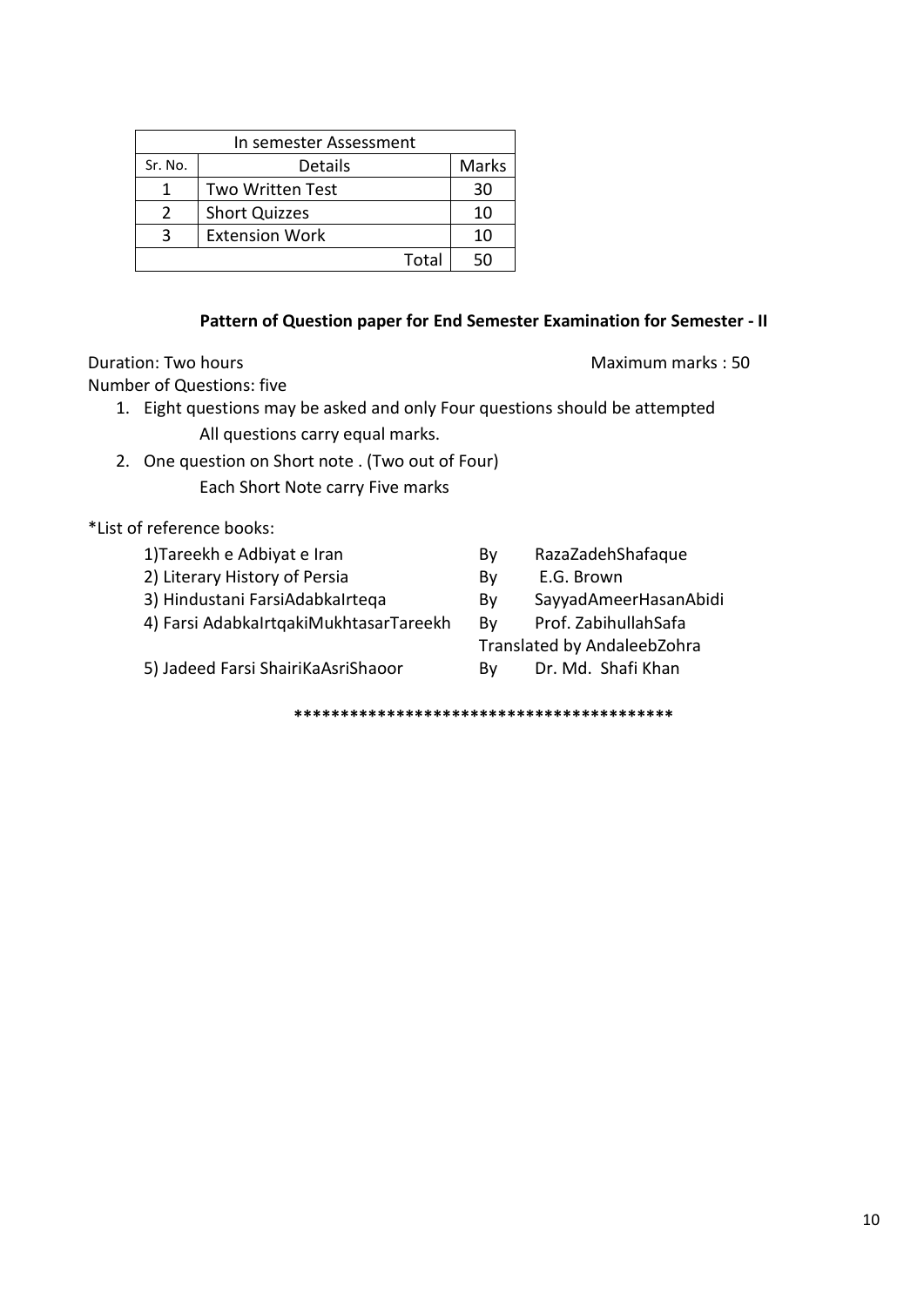| In semester Assessment | | |
|---|---|---|
| Sr. No. | Details | Marks |
| 1 | Two Written Test | 30 |
| 2 | Short Quizzes | 10 |
| 3 | Extension Work | 10 |
| | Total | 50 |

**Pattern of Question paper for End Semester Examination for Semester - II**

Duration: Two hours Maximum marks : 50

Number of Questions: five

1. Eight questions may be asked and only Four questions should be attempted
   All questions carry equal marks.
2. One question on Short note . (Two out of Four)
   Each Short Note carry Five marks

*List of reference books:

| | | |
|---|---|---|
| 1)Tareekh e Adbiyat e Iran | By | RazaZadehShafaque |
| 2) Literary History of Persia | By | E.G. Brown |
| 3) Hindustani FarsiAdabkaIrteqa | By | SayyadAmeerHasanAbidi |
| 4) Farsi AdabkaIrtqakiMukhtasarTareekh | By | Prof. ZabihullahSafa |
| | Translated by AndaleebZohra | |
| 5) Jadeed Farsi ShairiKaAsriShaoor | By | Dr. Md. Shafi Khan |

****************************************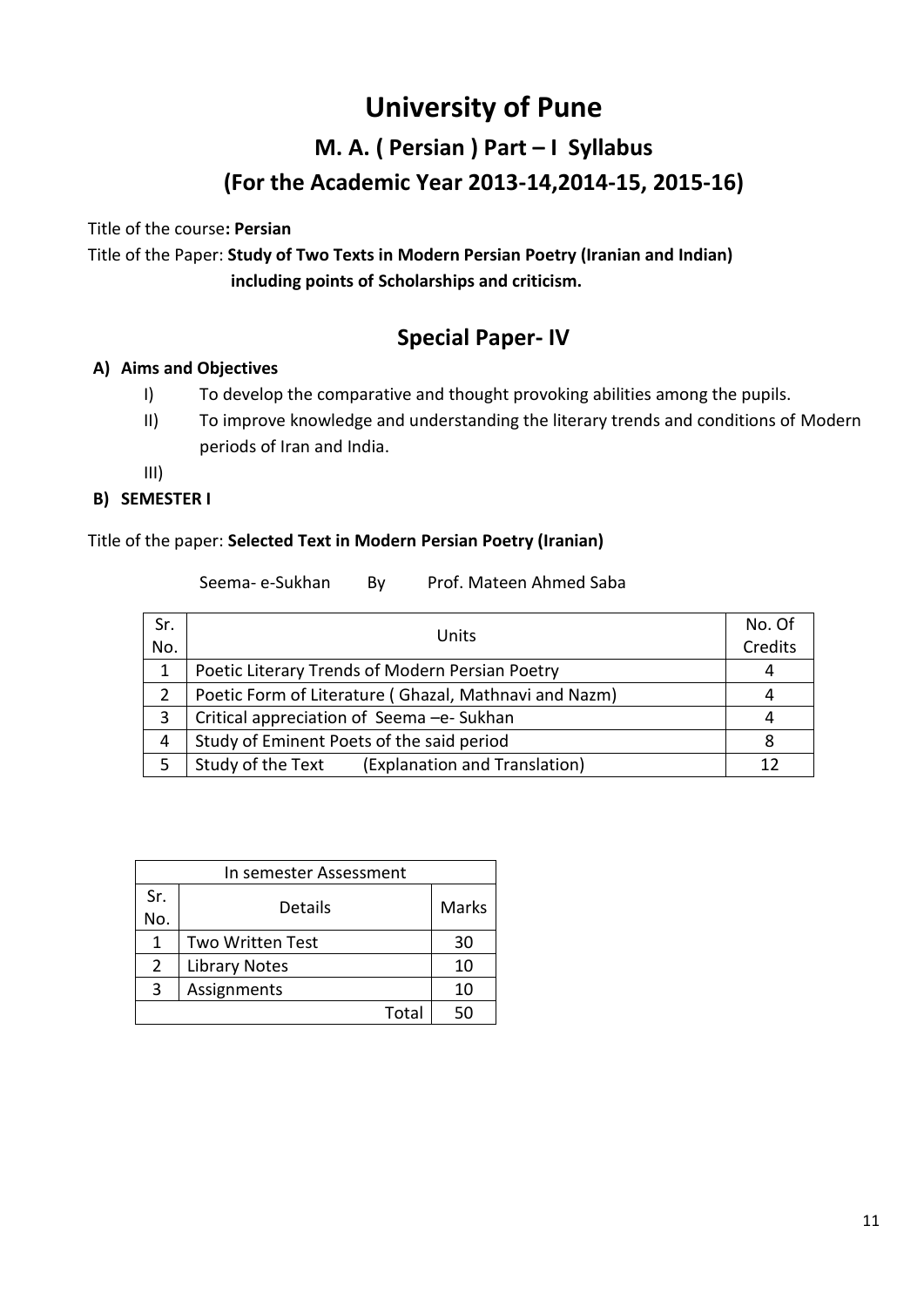# University of Pune

## M. A. ( Persian ) Part – I Syllabus

## (For the Academic Year 2013-14,2014-15, 2015-16)

Title of the course**: Persian**

Title of the Paper: **Study of Two Texts in Modern Persian Poetry (Iranian and Indian) including points of Scholarships and criticism.**

## Special Paper- IV

**A) Aims and Objectives**

I) To develop the comparative and thought provoking abilities among the pupils.

II) To improve knowledge and understanding the literary trends and conditions of Modern periods of Iran and India.

III)

**B) SEMESTER I**

Title of the paper: **Selected Text in Modern Persian Poetry (Iranian)**

Seema- e-Sukhan By Prof. Mateen Ahmed Saba

| Sr. No. | Units | No. Of Credits |
|---|---|---|
| 1 | Poetic Literary Trends of Modern Persian Poetry | 4 |
| 2 | Poetic Form of Literature ( Ghazal, Mathnavi and Nazm) | 4 |
| 3 | Critical appreciation of Seema –e- Sukhan | 4 |
| 4 | Study of Eminent Poets of the said period | 8 |
| 5 | Study of the Text (Explanation and Translation) | 12 |

| In semester Assessment | | |
|---|---|---|
| Sr. No. | Details | Marks |
| 1 | Two Written Test | 30 |
| 2 | Library Notes | 10 |
| 3 | Assignments | 10 |
| | Total | 50 |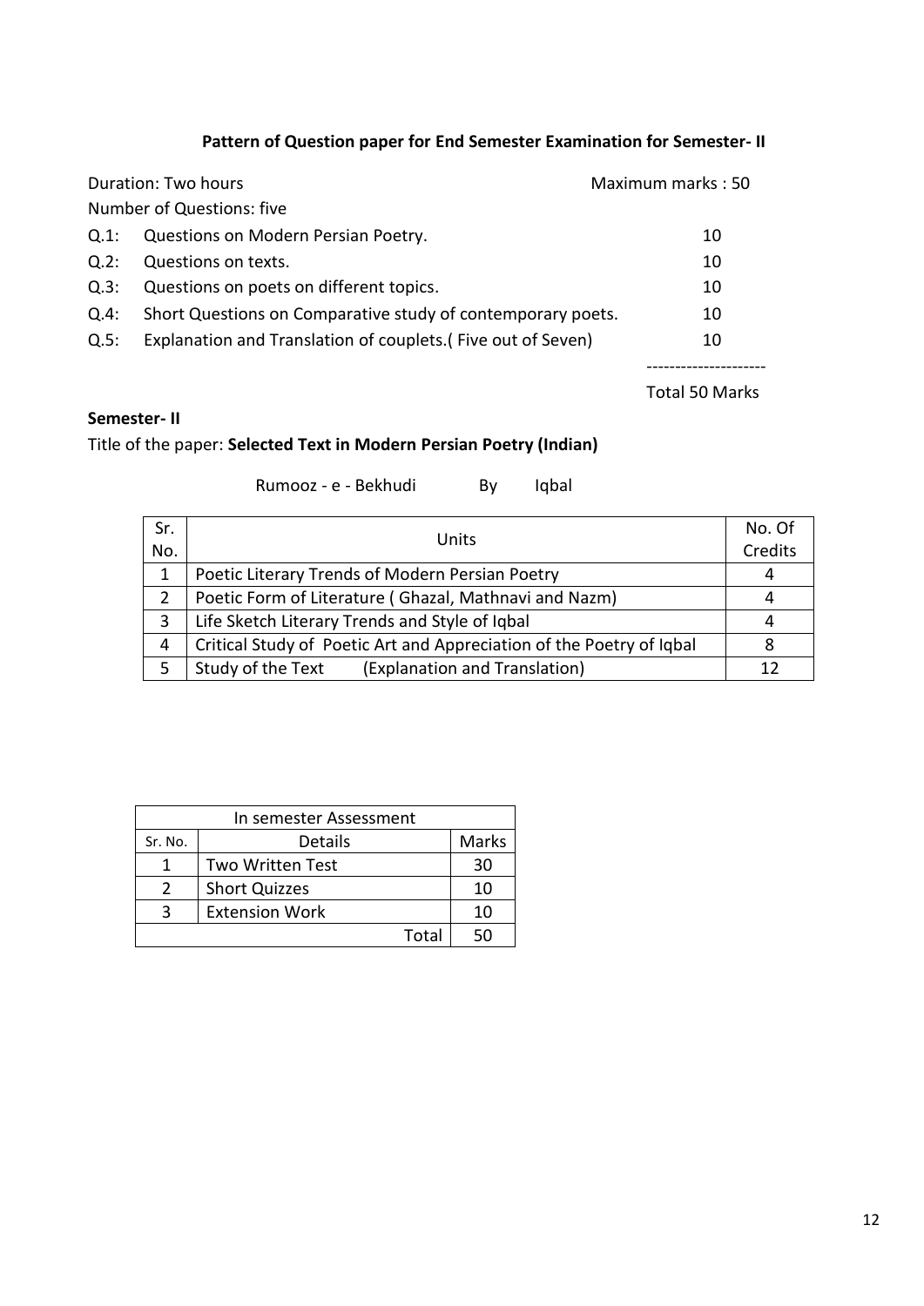### Pattern of Question paper for End Semester Examination for Semester- II

Duration: Two hours — Maximum marks : 50

Number of Questions: five

| | | |
|---|---|---|
| Q.1: | Questions on Modern Persian Poetry. | 10 |
| Q.2: | Questions on texts. | 10 |
| Q.3: | Questions on poets on different topics. | 10 |
| Q.4: | Short Questions on Comparative study of contemporary poets. | 10 |
| Q.5: | Explanation and Translation of couplets.( Five out of Seven) | 10 |
| | | --------------------- |
| | | Total 50 Marks |

**Semester- II**

Title of the paper: **Selected Text in Modern Persian Poetry (Indian)**

Rumooz - e - Bekhudi By Iqbal

| Sr. No. | Units | No. Of Credits |
|---|---|---|
| 1 | Poetic Literary Trends of Modern Persian Poetry | 4 |
| 2 | Poetic Form of Literature ( Ghazal, Mathnavi and Nazm) | 4 |
| 3 | Life Sketch Literary Trends and Style of Iqbal | 4 |
| 4 | Critical Study of Poetic Art and Appreciation of the Poetry of Iqbal | 8 |
| 5 | Study of the Text (Explanation and Translation) | 12 |

| In semester Assessment | | |
|---|---|---|
| Sr. No. | Details | Marks |
| 1 | Two Written Test | 30 |
| 2 | Short Quizzes | 10 |
| 3 | Extension Work | 10 |
| | Total | 50 |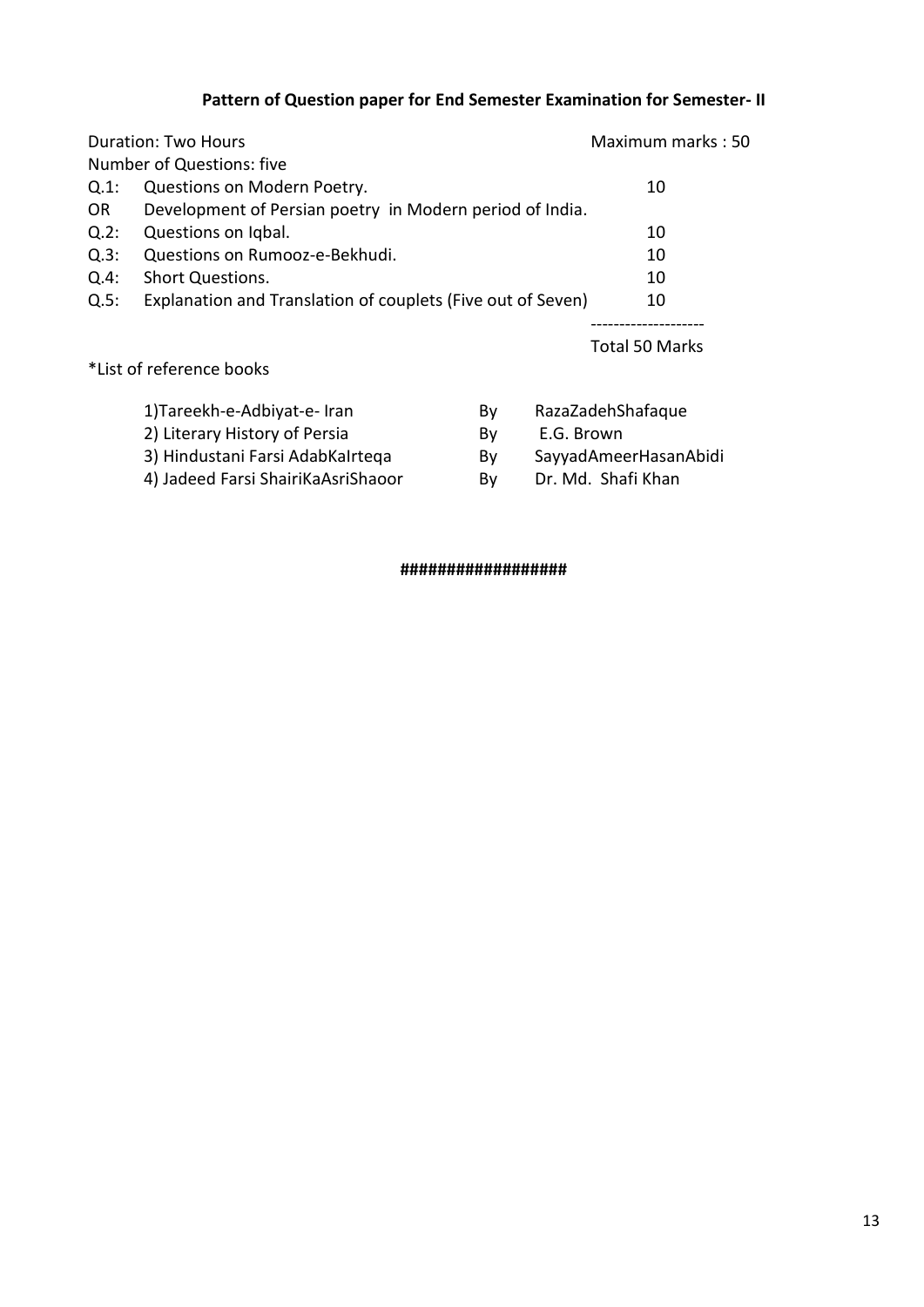**Pattern of Question paper for End Semester Examination for Semester- II**

| Duration: Two Hours | | Maximum marks : 50 |
|---|---|---|
| Number of Questions: five | | |
| Q.1: | Questions on Modern Poetry. | 10 |
| OR | Development of Persian poetry in Modern period of India. | |
| Q.2: | Questions on Iqbal. | 10 |
| Q.3: | Questions on Rumooz-e-Bekhudi. | 10 |
| Q.4: | Short Questions. | 10 |
| Q.5: | Explanation and Translation of couplets (Five out of Seven) | 10 |
| | | Total 50 Marks |

*List of reference books

| | | |
|---|---|---|
| 1)Tareekh-e-Adbiyat-e- Iran | By | RazaZadehShafaque |
| 2) Literary History of Persia | By | E.G. Brown |
| 3) Hindustani Farsi AdabKaIrteqa | By | SayyadAmeerHasanAbidi |
| 4) Jadeed Farsi ShairiKaAsriShaoor | By | Dr. Md. Shafi Khan |

#################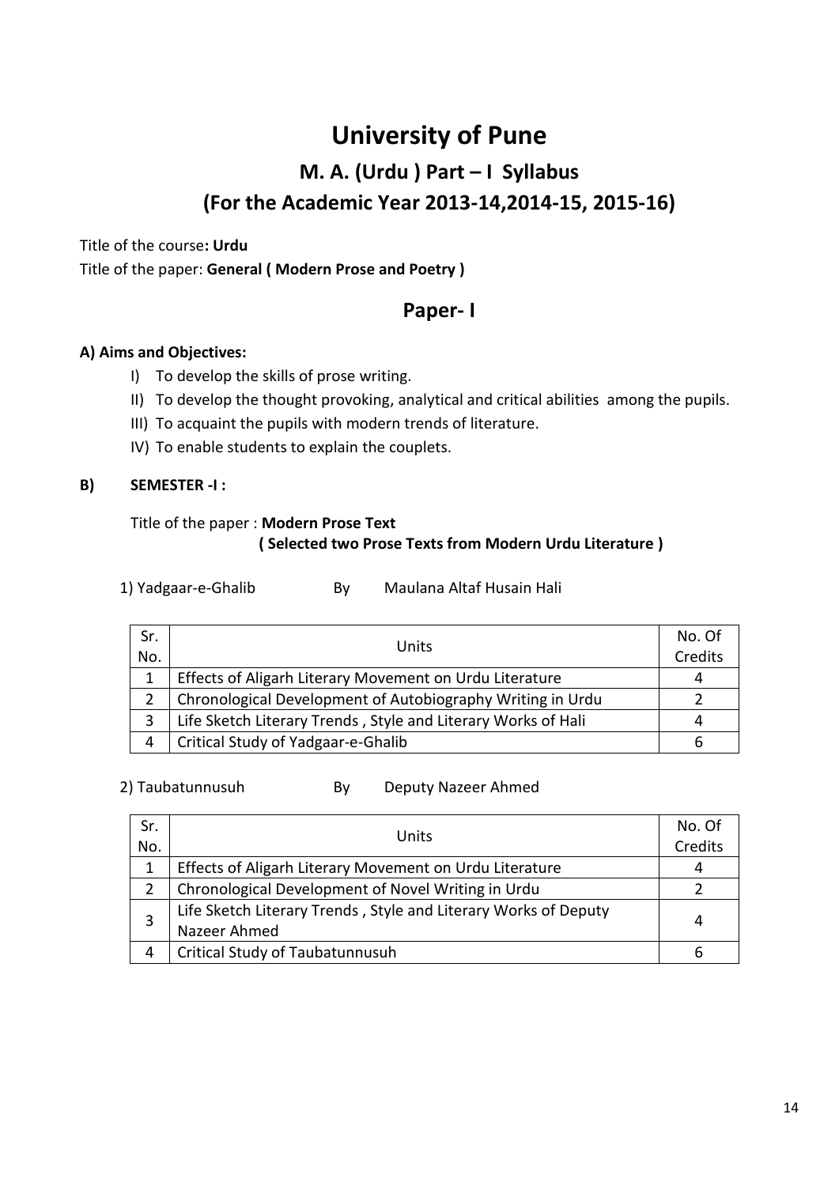# University of Pune

## M. A. (Urdu ) Part – I Syllabus

## (For the Academic Year 2013-14,2014-15, 2015-16)

Title of the course**: Urdu**

Title of the paper: **General ( Modern Prose and Poetry )**

## Paper- I

**A) Aims and Objectives:**

I) To develop the skills of prose writing.

II) To develop the thought provoking, analytical and critical abilities among the pupils.

III) To acquaint the pupils with modern trends of literature.

IV) To enable students to explain the couplets.

**B) SEMESTER -I :**

Title of the paper : **Modern Prose Text**
**( Selected two Prose Texts from Modern Urdu Literature )**

1) Yadgaar-e-Ghalib By Maulana Altaf Husain Hali

| Sr. No. | Units | No. Of Credits |
|---|---|---|
| 1 | Effects of Aligarh Literary Movement on Urdu Literature | 4 |
| 2 | Chronological Development of Autobiography Writing in Urdu | 2 |
| 3 | Life Sketch Literary Trends , Style and Literary Works of Hali | 4 |
| 4 | Critical Study of Yadgaar-e-Ghalib | 6 |

2) Taubatunnusuh By Deputy Nazeer Ahmed

| Sr. No. | Units | No. Of Credits |
|---|---|---|
| 1 | Effects of Aligarh Literary Movement on Urdu Literature | 4 |
| 2 | Chronological Development of Novel Writing in Urdu | 2 |
| 3 | Life Sketch Literary Trends , Style and Literary Works of Deputy Nazeer Ahmed | 4 |
| 4 | Critical Study of Taubatunnusuh | 6 |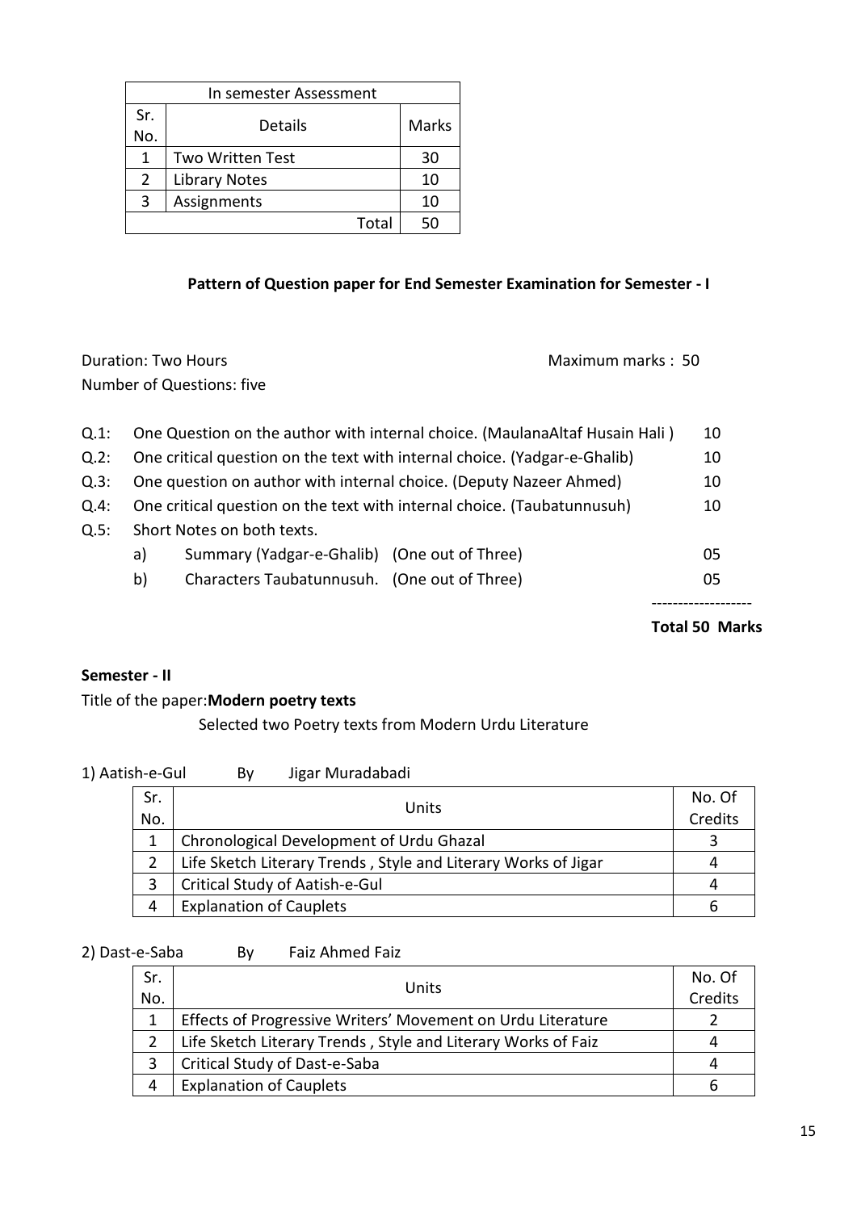| In semester Assessment | | |
|---|---|---|
| Sr. No. | Details | Marks |
| 1 | Two Written Test | 30 |
| 2 | Library Notes | 10 |
| 3 | Assignments | 10 |
| | Total | 50 |

### Pattern of Question paper for End Semester Examination for Semester - I

Duration: Two Hours                                                    Maximum marks : 50

Number of Questions: five

| | | |
|---|---|---|
| Q.1: | One Question on the author with internal choice. (MaulanaAltaf Husain Hali ) | 10 |
| Q.2: | One critical question on the text with internal choice. (Yadgar-e-Ghalib) | 10 |
| Q.3: | One question on author with internal choice. (Deputy Nazeer Ahmed) | 10 |
| Q.4: | One critical question on the text with internal choice. (Taubatunnusuh) | 10 |
| Q.5: | Short Notes on both texts. | |
| | a) Summary (Yadgar-e-Ghalib) (One out of Three) | 05 |
| | b) Characters Taubatunnusuh. (One out of Three) | 05 |

-------------------

**Total 50 Marks**

**Semester - II**

Title of the paper:**Modern poetry texts**

Selected two Poetry texts from Modern Urdu Literature

1) Aatish-e-Gul    By    Jigar Muradabadi

| Sr. No. | Units | No. Of Credits |
|---|---|---|
| 1 | Chronological Development of Urdu Ghazal | 3 |
| 2 | Life Sketch Literary Trends , Style and Literary Works of Jigar | 4 |
| 3 | Critical Study of Aatish-e-Gul | 4 |
| 4 | Explanation of Cauplets | 6 |

2) Dast-e-Saba    By    Faiz Ahmed Faiz

| Sr. No. | Units | No. Of Credits |
|---|---|---|
| 1 | Effects of Progressive Writers' Movement on Urdu Literature | 2 |
| 2 | Life Sketch Literary Trends , Style and Literary Works of Faiz | 4 |
| 3 | Critical Study of Dast-e-Saba | 4 |
| 4 | Explanation of Cauplets | 6 |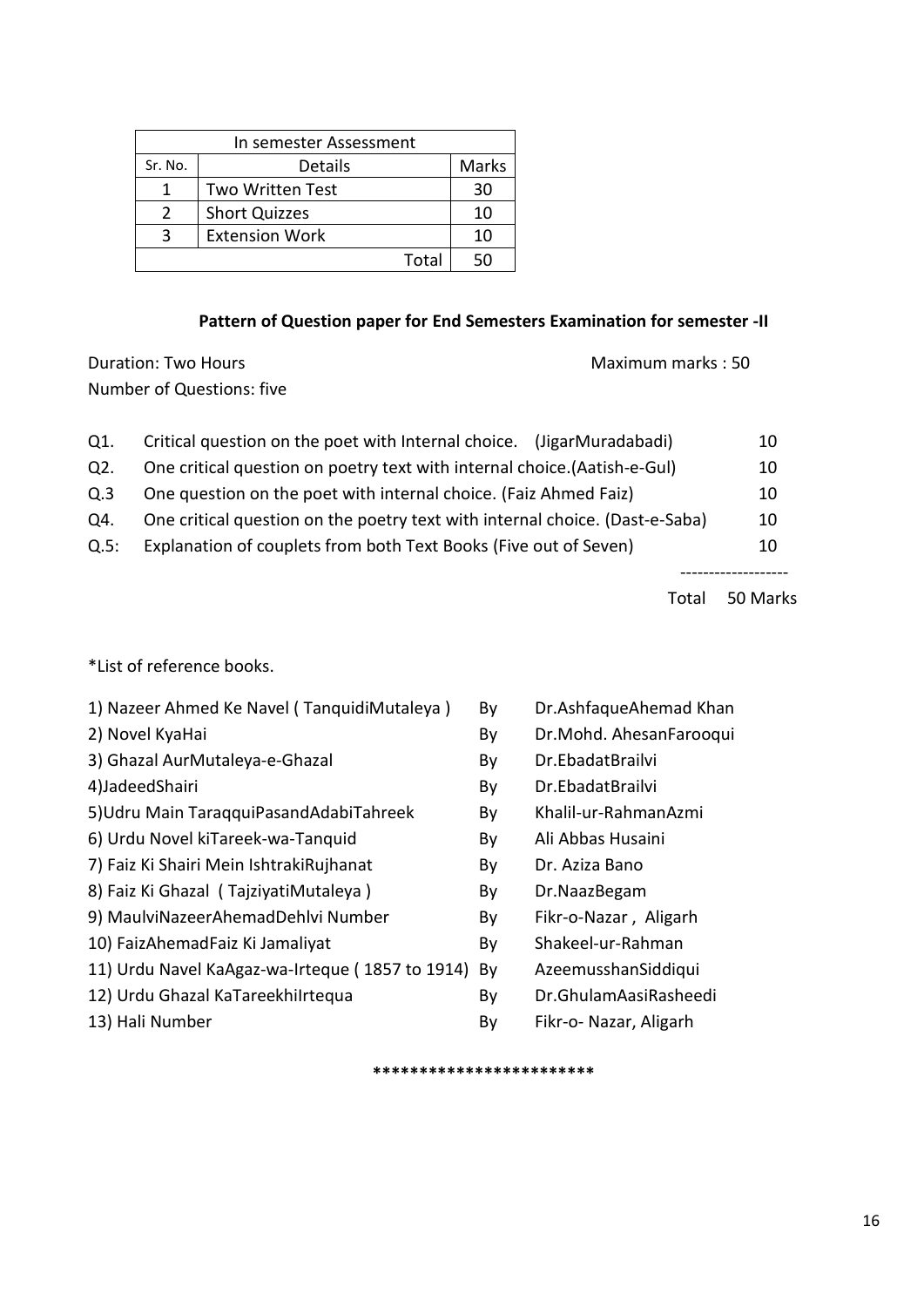| In semester Assessment | | |
|---|---|---|
| Sr. No. | Details | Marks |
| 1 | Two Written Test | 30 |
| 2 | Short Quizzes | 10 |
| 3 | Extension Work | 10 |
| | Total | 50 |

**Pattern of Question paper for End Semesters Examination for semester -II**

Duration: Two Hours Maximum marks : 50

Number of Questions: five

| | | |
|---|---|---|
| Q1. | Critical question on the poet with Internal choice. (JigarMuradabadi) | 10 |
| Q2. | One critical question on poetry text with internal choice.(Aatish-e-Gul) | 10 |
| Q.3 | One question on the poet with internal choice. (Faiz Ahmed Faiz) | 10 |
| Q4. | One critical question on the poetry text with internal choice. (Dast-e-Saba) | 10 |
| Q.5: | Explanation of couplets from both Text Books (Five out of Seven) | 10 |
| | Total | 50 Marks |

*List of reference books.

| | | |
|---|---|---|
| 1) Nazeer Ahmed Ke Navel ( TanquidiMutaleya ) | By | Dr.AshfaqueAhemad Khan |
| 2) Novel KyaHai | By | Dr.Mohd. AhesanFarooqui |
| 3) Ghazal AurMutaleya-e-Ghazal | By | Dr.EbadatBrailvi |
| 4)JadeedShairi | By | Dr.EbadatBrailvi |
| 5)Udru Main TaraqquiPasandAdabiTahreek | By | Khalil-ur-RahmanAzmi |
| 6) Urdu Novel kiTareek-wa-Tanquid | By | Ali Abbas Husaini |
| 7) Faiz Ki Shairi Mein IshtrakiRujhanat | By | Dr. Aziza Bano |
| 8) Faiz Ki Ghazal ( TajziyatiMutaleya ) | By | Dr.NaazBegam |
| 9) MaulviNazeerAhemadDehlvi Number | By | Fikr-o-Nazar , Aligarh |
| 10) FaizAhemadFaiz Ki Jamaliyat | By | Shakeel-ur-Rahman |
| 11) Urdu Navel KaAgaz-wa-Irteque ( 1857 to 1914) | By | AzeemusshanSiddiqui |
| 12) Urdu Ghazal KaTareekhiIrtequa | By | Dr.GhulamAasiRasheedi |
| 13) Hali Number | By | Fikr-o- Nazar, Aligarh |

***********************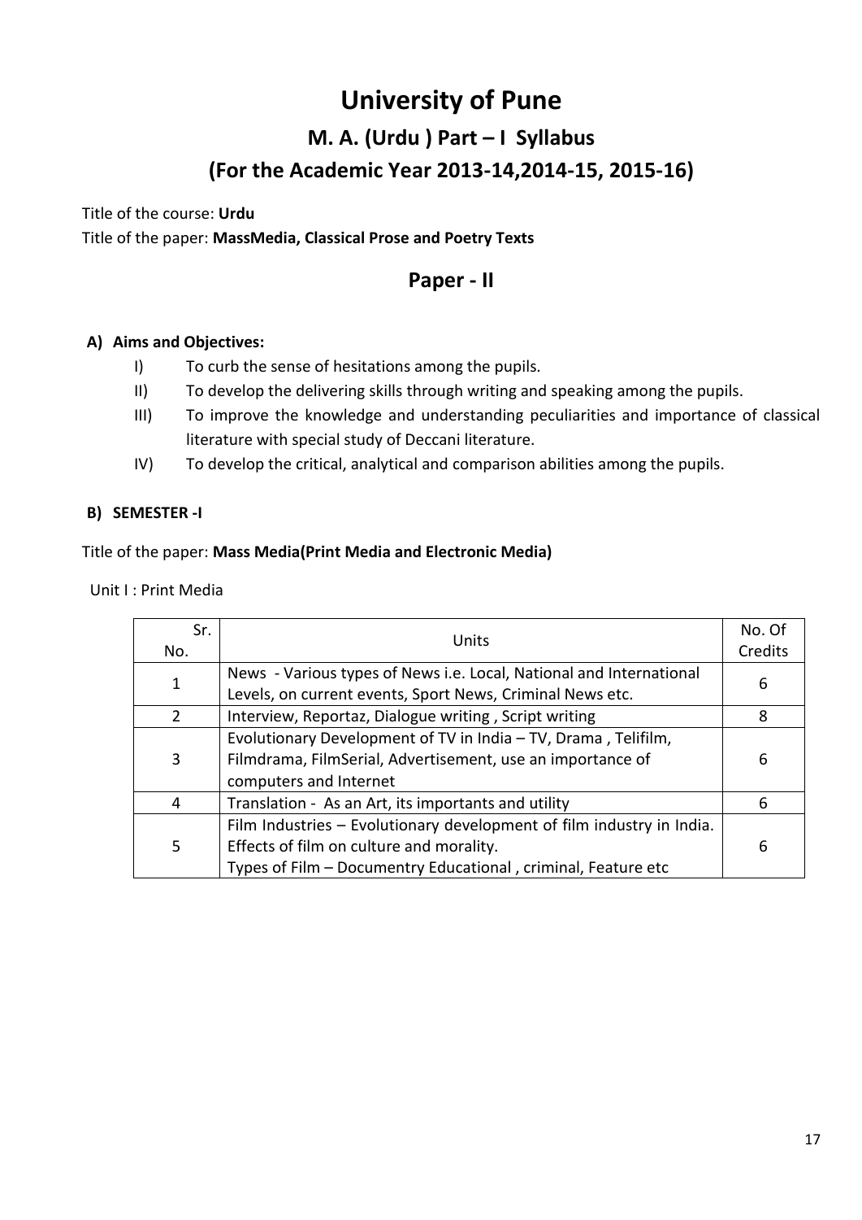# University of Pune

## M. A. (Urdu ) Part – I Syllabus

## (For the Academic Year 2013-14,2014-15, 2015-16)

Title of the course: **Urdu**

Title of the paper: **MassMedia, Classical Prose and Poetry Texts**

## Paper - II

**A) Aims and Objectives:**

- I) To curb the sense of hesitations among the pupils.
- II) To develop the delivering skills through writing and speaking among the pupils.
- III) To improve the knowledge and understanding peculiarities and importance of classical literature with special study of Deccani literature.
- IV) To develop the critical, analytical and comparison abilities among the pupils.

**B) SEMESTER -I**

Title of the paper: **Mass Media(Print Media and Electronic Media)**

Unit I : Print Media

| Sr. No. | Units | No. Of Credits |
|---|---|---|
| 1 | News - Various types of News i.e. Local, National and International Levels, on current events, Sport News, Criminal News etc. | 6 |
| 2 | Interview, Reportaz, Dialogue writing , Script writing | 8 |
| 3 | Evolutionary Development of TV in India – TV, Drama , Telifilm, Filmdrama, FilmSerial, Advertisement, use an importance of computers and Internet | 6 |
| 4 | Translation - As an Art, its importants and utility | 6 |
| 5 | Film Industries – Evolutionary development of film industry in India. Effects of film on culture and morality. Types of Film – Documentry Educational , criminal, Feature etc | 6 |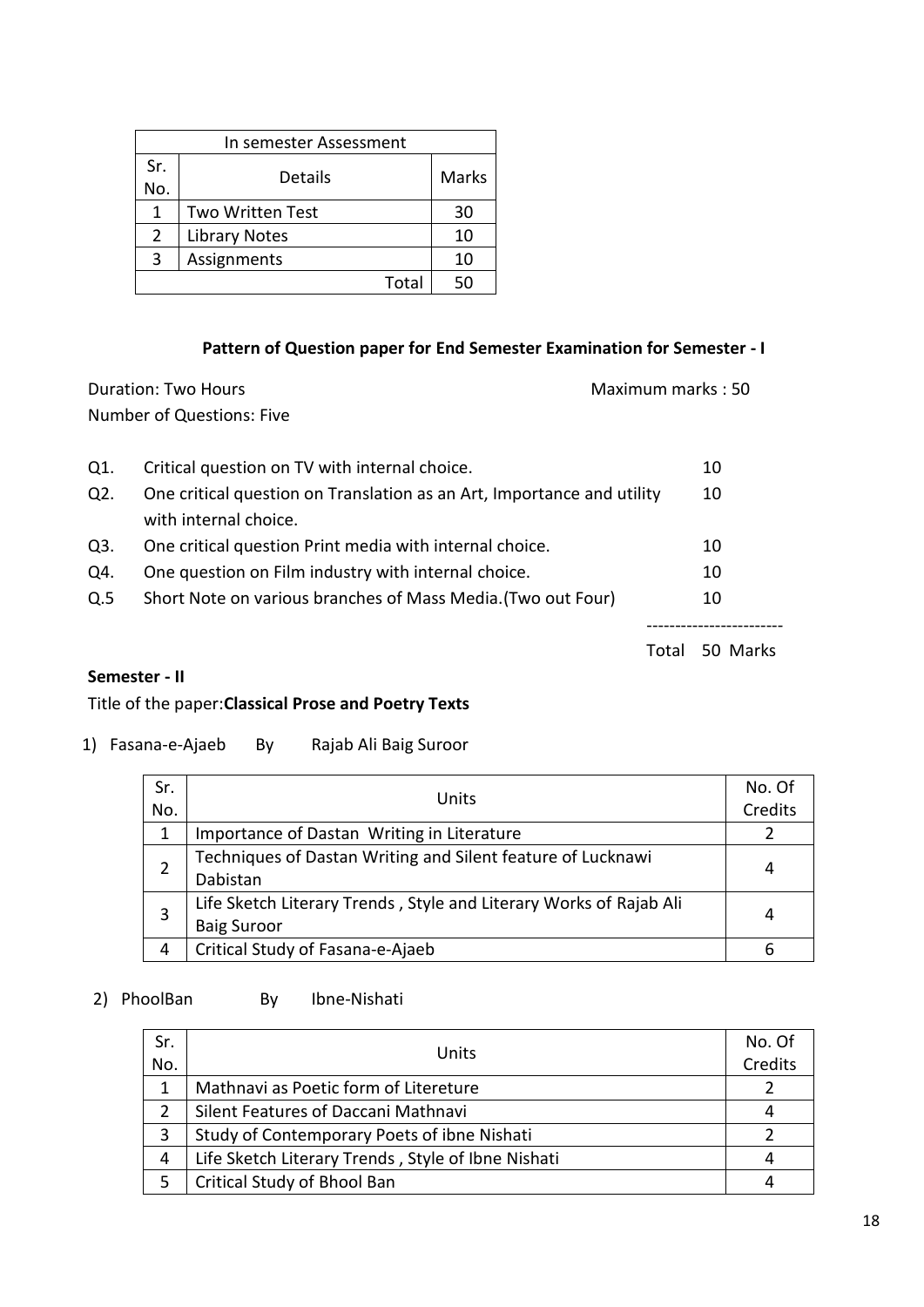| In semester Assessment | | |
|---|---|---|
| Sr. No. | Details | Marks |
| 1 | Two Written Test | 30 |
| 2 | Library Notes | 10 |
| 3 | Assignments | 10 |
| | Total | 50 |

### Pattern of Question paper for End Semester Examination for Semester - I

Duration: Two Hours                                        Maximum marks : 50

Number of Questions: Five

| | | |
|---|---|---|
| Q1. | Critical question on TV with internal choice. | 10 |
| Q2. | One critical question on Translation as an Art, Importance and utility with internal choice. | 10 |
| Q3. | One critical question Print media with internal choice. | 10 |
| Q4. | One question on Film industry with internal choice. | 10 |
| Q.5 | Short Note on various branches of Mass Media.(Two out Four) | 10 |
| | Total | 50 Marks |

**Semester - II**

Title of the paper:**Classical Prose and Poetry Texts**

1) Fasana-e-Ajaeb    By    Rajab Ali Baig Suroor

| Sr. No. | Units | No. Of Credits |
|---|---|---|
| 1 | Importance of Dastan Writing in Literature | 2 |
| 2 | Techniques of Dastan Writing and Silent feature of Lucknawi Dabistan | 4 |
| 3 | Life Sketch Literary Trends , Style and Literary Works of Rajab Ali Baig Suroor | 4 |
| 4 | Critical Study of Fasana-e-Ajaeb | 6 |

2) PhoolBan    By    Ibne-Nishati

| Sr. No. | Units | No. Of Credits |
|---|---|---|
| 1 | Mathnavi as Poetic form of Litereture | 2 |
| 2 | Silent Features of Daccani Mathnavi | 4 |
| 3 | Study of Contemporary Poets of ibne Nishati | 2 |
| 4 | Life Sketch Literary Trends , Style of Ibne Nishati | 4 |
| 5 | Critical Study of Bhool Ban | 4 |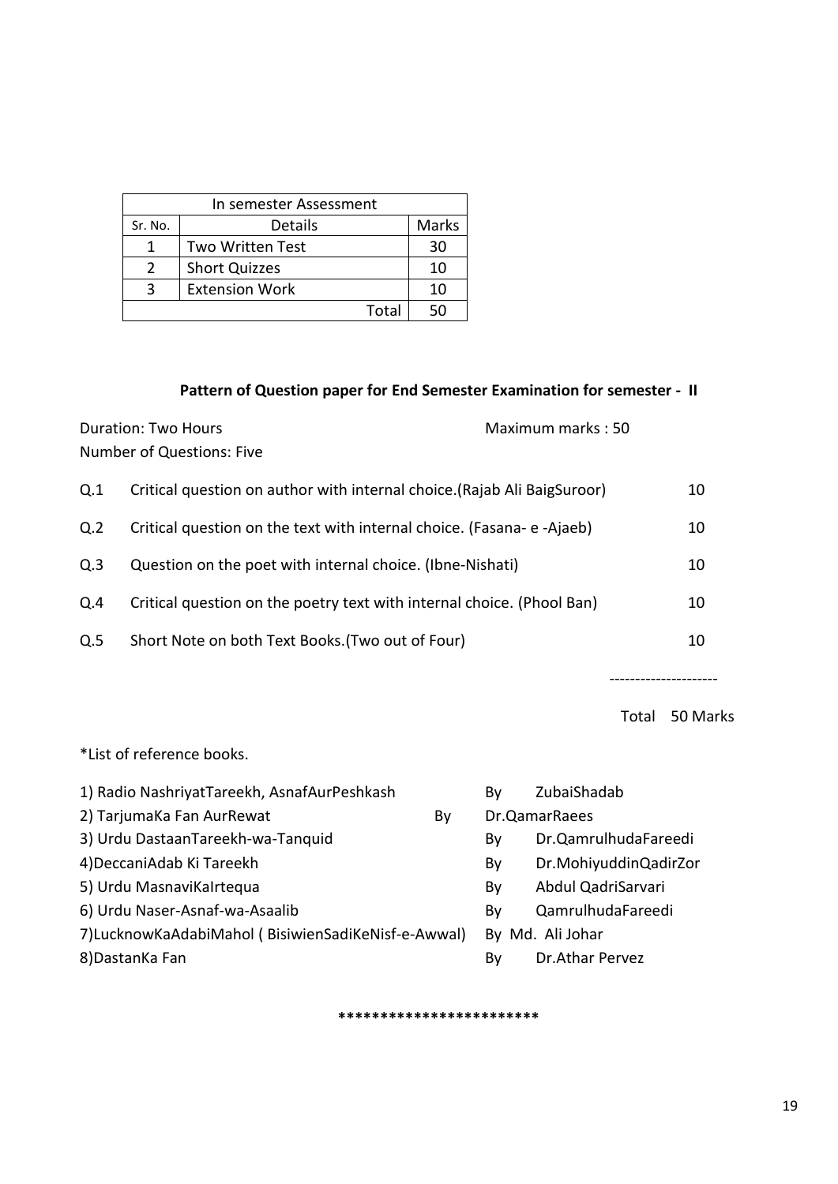| In semester Assessment | | |
|---|---|---|
| Sr. No. | Details | Marks |
| 1 | Two Written Test | 30 |
| 2 | Short Quizzes | 10 |
| 3 | Extension Work | 10 |
| | Total | 50 |

### Pattern of Question paper for End Semester Examination for semester - II

Duration: Two Hours — Maximum marks : 50

Number of Questions: Five

| | | |
|---|---|---|
| Q.1 | Critical question on author with internal choice.(Rajab Ali BaigSuroor) | 10 |
| Q.2 | Critical question on the text with internal choice. (Fasana- e -Ajaeb) | 10 |
| Q.3 | Question on the poet with internal choice. (Ibne-Nishati) | 10 |
| Q.4 | Critical question on the poetry text with internal choice. (Phool Ban) | 10 |
| Q.5 | Short Note on both Text Books.(Two out of Four) | 10 |

---------------------

Total 50 Marks

*List of reference books.

1) Radio NashriyatTareekh, AsnafAurPeshkash — By ZubaiShadab
2) TarjumaKa Fan AurRewat — By Dr.QamarRaees
3) Urdu DastaanTareekh-wa-Tanquid — By Dr.QamrulhudaFareedi
4) DeccaniAdab Ki Tareekh — By Dr.MohiyuddinQadirZor
5) Urdu MasnaviKaIrtequa — By Abdul QadriSarvari
6) Urdu Naser-Asnaf-wa-Asaalib — By QamrulhudaFareedi
7) LucknowKaAdabiMahol ( BisiwienSadiKeNisf-e-Awwal) — By Md. Ali Johar
8) DastanKa Fan — By Dr.Athar Pervez

***********************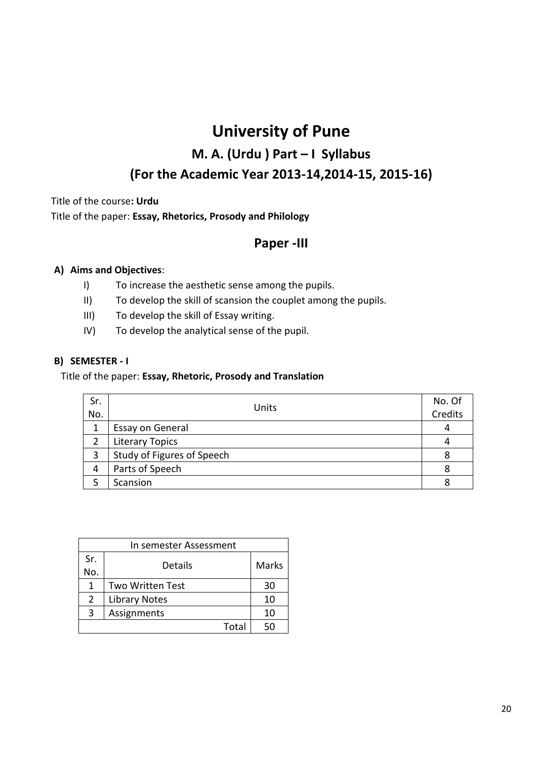# University of Pune

## M. A. (Urdu ) Part – I Syllabus

## (For the Academic Year 2013-14,2014-15, 2015-16)

Title of the course**: Urdu**

Title of the paper: **Essay, Rhetorics, Prosody and Philology**

### Paper -III

**A) Aims and Objectives**:

I) To increase the aesthetic sense among the pupils.

II) To develop the skill of scansion the couplet among the pupils.

III) To develop the skill of Essay writing.

IV) To develop the analytical sense of the pupil.

**B) SEMESTER - I**

Title of the paper: **Essay, Rhetoric, Prosody and Translation**

| Sr. No. | Units | No. Of Credits |
|---|---|---|
| 1 | Essay on General | 4 |
| 2 | Literary Topics | 4 |
| 3 | Study of Figures of Speech | 8 |
| 4 | Parts of Speech | 8 |
| 5 | Scansion | 8 |

| In semester Assessment | | |
|---|---|---|
| Sr. No. | Details | Marks |
| 1 | Two Written Test | 30 |
| 2 | Library Notes | 10 |
| 3 | Assignments | 10 |
| | Total | 50 |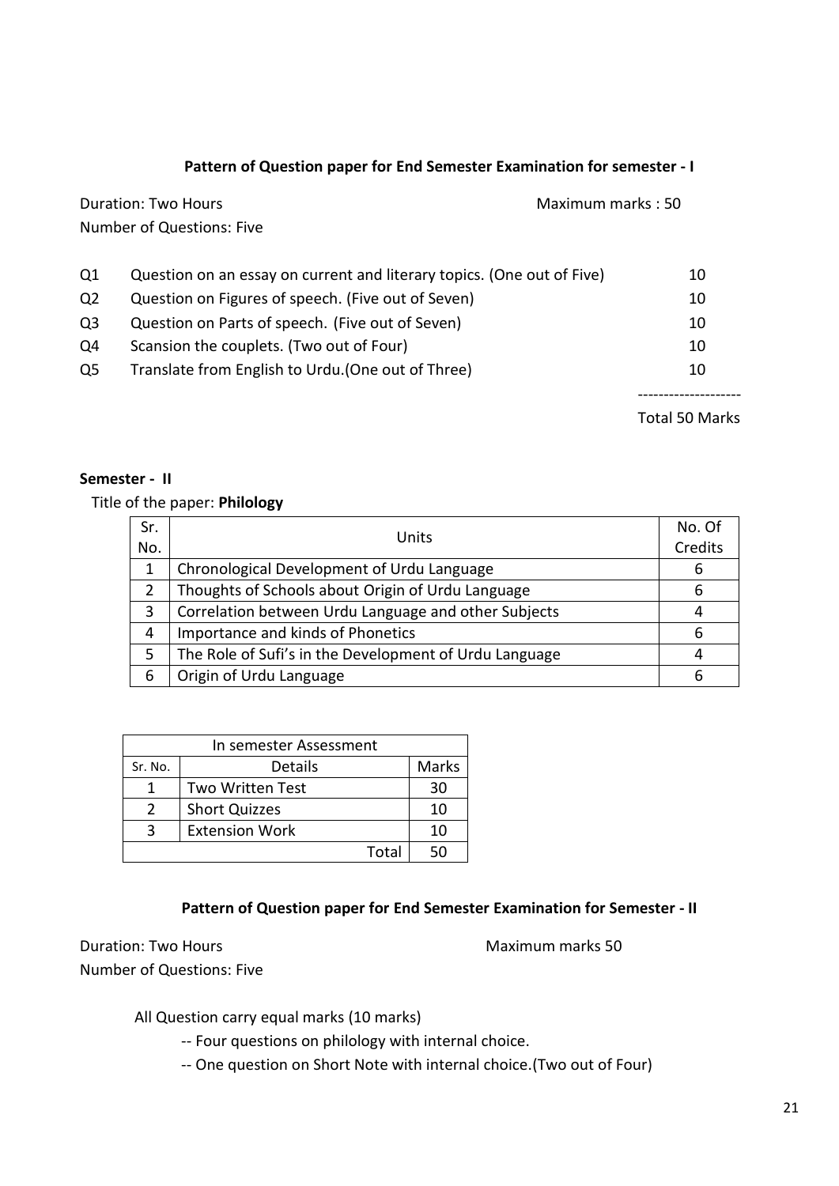### Pattern of Question paper for End Semester Examination for semester - I

Duration: Two Hours Maximum marks : 50

Number of Questions: Five

| | | |
|---|---|---|
| Q1 | Question on an essay on current and literary topics. (One out of Five) | 10 |
| Q2 | Question on Figures of speech. (Five out of Seven) | 10 |
| Q3 | Question on Parts of speech. (Five out of Seven) | 10 |
| Q4 | Scansion the couplets. (Two out of Four) | 10 |
| Q5 | Translate from English to Urdu.(One out of Three) | 10 |

--------------------

Total 50 Marks

**Semester - II**

Title of the paper: **Philology**

| Sr. No. | Units | No. Of Credits |
|---|---|---|
| 1 | Chronological Development of Urdu Language | 6 |
| 2 | Thoughts of Schools about Origin of Urdu Language | 6 |
| 3 | Correlation between Urdu Language and other Subjects | 4 |
| 4 | Importance and kinds of Phonetics | 6 |
| 5 | The Role of Sufi's in the Development of Urdu Language | 4 |
| 6 | Origin of Urdu Language | 6 |

| In semester Assessment | | |
|---|---|---|
| Sr. No. | Details | Marks |
| 1 | Two Written Test | 30 |
| 2 | Short Quizzes | 10 |
| 3 | Extension Work | 10 |
| | Total | 50 |

### Pattern of Question paper for End Semester Examination for Semester - II

Duration: Two Hours Maximum marks 50

Number of Questions: Five

All Question carry equal marks (10 marks)

-- Four questions on philology with internal choice.

-- One question on Short Note with internal choice.(Two out of Four)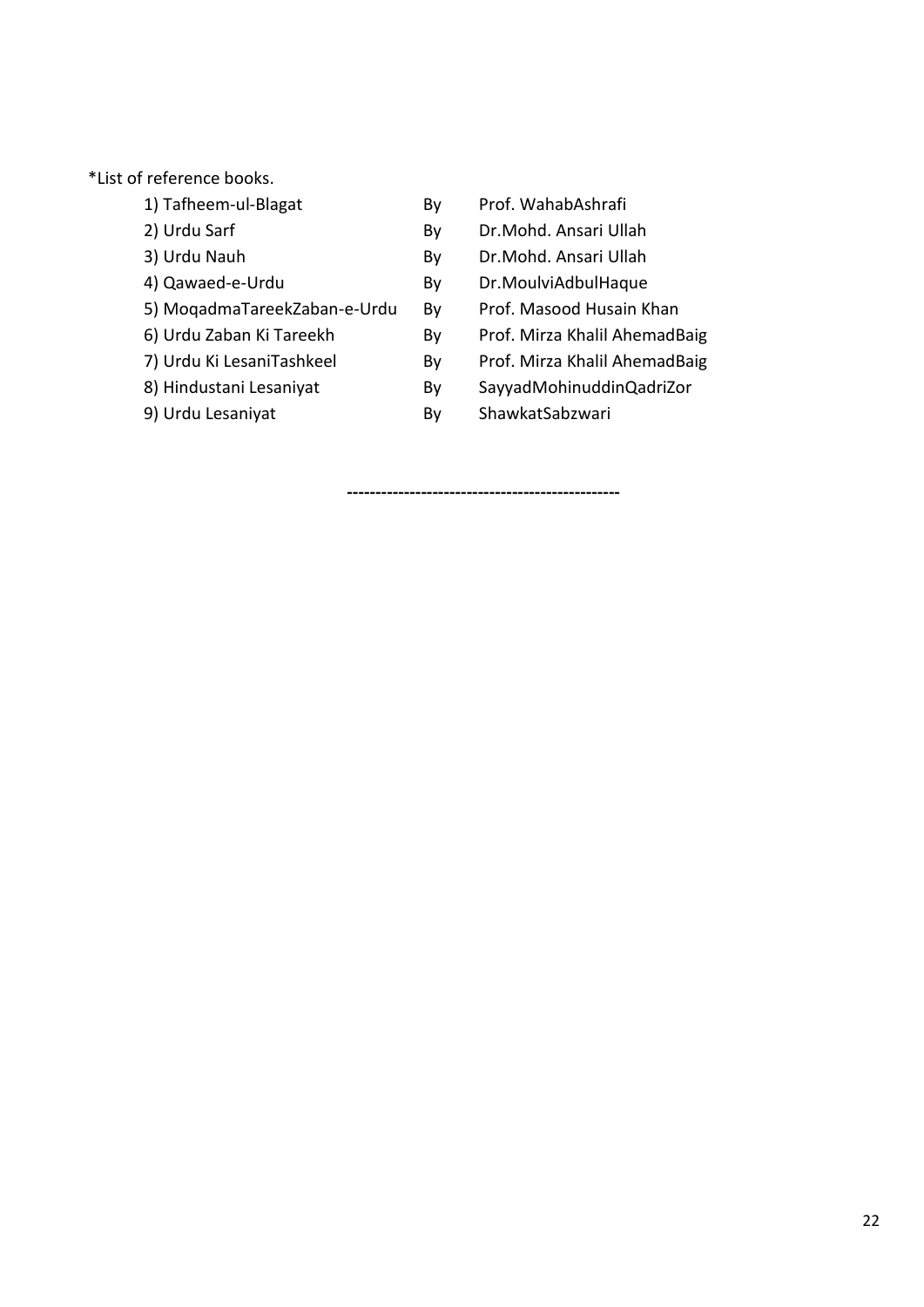*List of reference books.

1) Tafheem-ul-Blagat By Prof. WahabAshrafi
2) Urdu Sarf By Dr.Mohd. Ansari Ullah
3) Urdu Nauh By Dr.Mohd. Ansari Ullah
4) Qawaed-e-Urdu By Dr.MoulviAdbulHaque
5) MoqadmaTareekZaban-e-Urdu By Prof. Masood Husain Khan
6) Urdu Zaban Ki Tareekh By Prof. Mirza Khalil AhemadBaig
7) Urdu Ki LesaniTashkeel By Prof. Mirza Khalil AhemadBaig
8) Hindustani Lesaniyat By SayyadMohinuddinQadriZor
9) Urdu Lesaniyat By ShawkatSabzwari

------------------------------------------------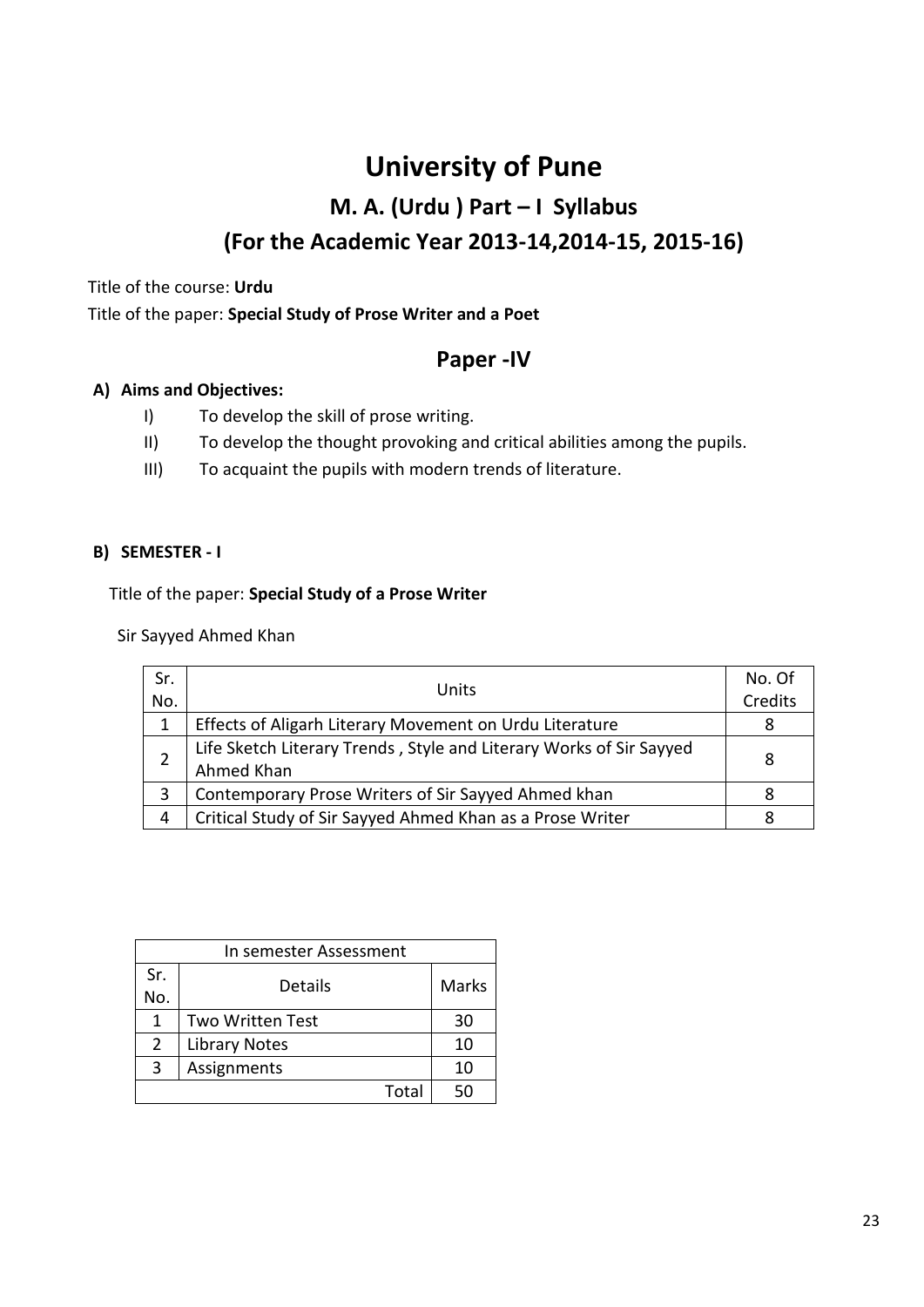# University of Pune

## M. A. (Urdu ) Part – I Syllabus

## (For the Academic Year 2013-14,2014-15, 2015-16)

Title of the course: **Urdu**

Title of the paper: **Special Study of Prose Writer and a Poet**

## Paper -IV

**A) Aims and Objectives:**

I) To develop the skill of prose writing.

II) To develop the thought provoking and critical abilities among the pupils.

III) To acquaint the pupils with modern trends of literature.

**B) SEMESTER - I**

Title of the paper: **Special Study of a Prose Writer**

Sir Sayyed Ahmed Khan

| Sr. No. | Units | No. Of Credits |
|---|---|---|
| 1 | Effects of Aligarh Literary Movement on Urdu Literature | 8 |
| 2 | Life Sketch Literary Trends , Style and Literary Works of Sir Sayyed Ahmed Khan | 8 |
| 3 | Contemporary Prose Writers of Sir Sayyed Ahmed khan | 8 |
| 4 | Critical Study of Sir Sayyed Ahmed Khan as a Prose Writer | 8 |

| In semester Assessment | | |
|---|---|---|
| Sr. No. | Details | Marks |
| 1 | Two Written Test | 30 |
| 2 | Library Notes | 10 |
| 3 | Assignments | 10 |
| | Total | 50 |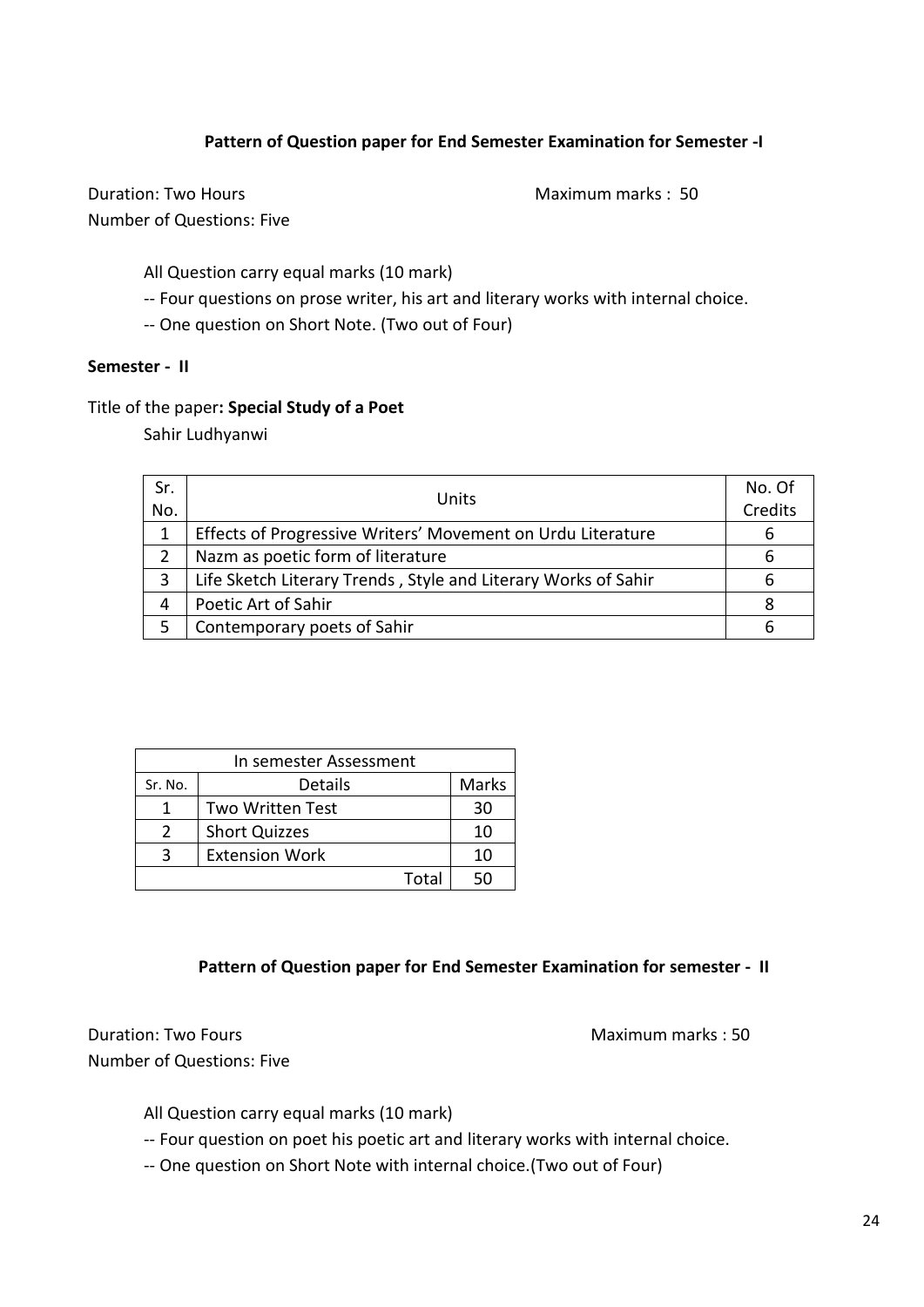**Pattern of Question paper for End Semester Examination for Semester -I**

Duration: Two Hours　　　　　　　　　　　　　　　Maximum marks : 50

Number of Questions: Five

All Question carry equal marks (10 mark)

-- Four questions on prose writer, his art and literary works with internal choice.

-- One question on Short Note. (Two out of Four)

**Semester - II**

Title of the paper**: Special Study of a Poet**

Sahir Ludhyanwi

| Sr. No. | Units | No. Of Credits |
|---|---|---|
| 1 | Effects of Progressive Writers' Movement on Urdu Literature | 6 |
| 2 | Nazm as poetic form of literature | 6 |
| 3 | Life Sketch Literary Trends , Style and Literary Works of Sahir | 6 |
| 4 | Poetic Art of Sahir | 8 |
| 5 | Contemporary poets of Sahir | 6 |

| In semester Assessment | | |
|---|---|---|
| Sr. No. | Details | Marks |
| 1 | Two Written Test | 30 |
| 2 | Short Quizzes | 10 |
| 3 | Extension Work | 10 |
| | Total | 50 |

**Pattern of Question paper for End Semester Examination for semester - II**

Duration: Two Fours　　　　　　　　　　　　　　　Maximum marks : 50

Number of Questions: Five

All Question carry equal marks (10 mark)

-- Four question on poet his poetic art and literary works with internal choice.

-- One question on Short Note with internal choice.(Two out of Four)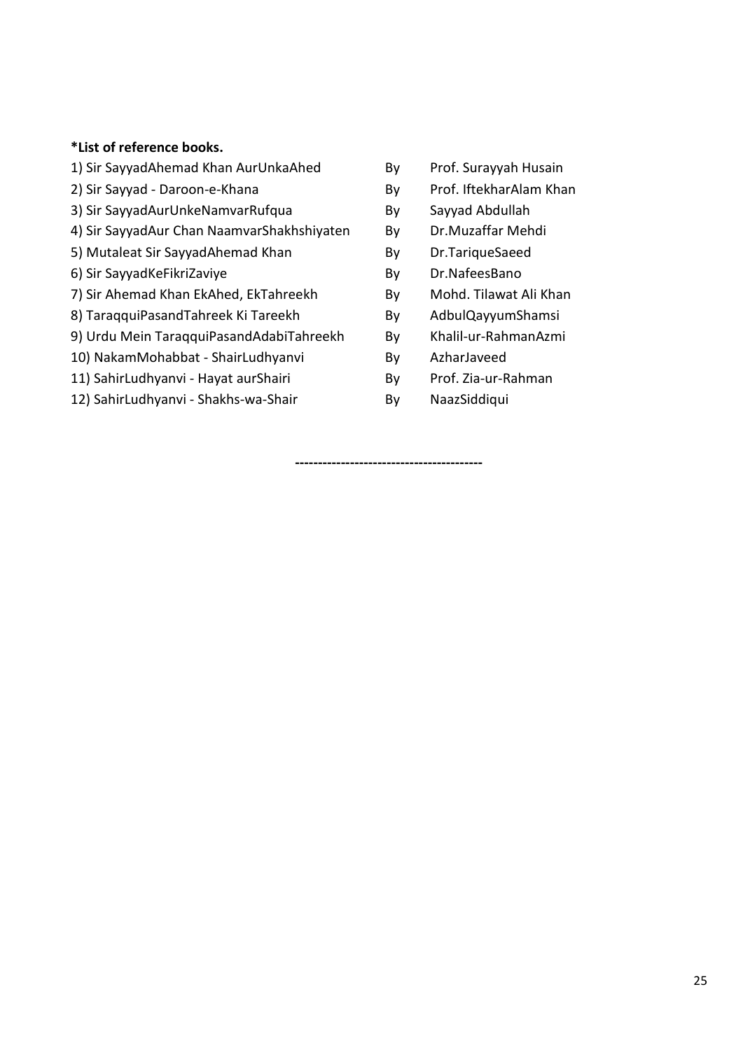**\*List of reference books.**

| | | |
|---|---|---|
| 1) Sir SayyadAhemad Khan AurUnkaAhed | By | Prof. Surayyah Husain |
| 2) Sir Sayyad - Daroon-e-Khana | By | Prof. IftekharAlam Khan |
| 3) Sir SayyadAurUnkeNamvarRufqua | By | Sayyad Abdullah |
| 4) Sir SayyadAur Chan NaamvarShakhshiyaten | By | Dr.Muzaffar Mehdi |
| 5) Mutaleat Sir SayyadAhemad Khan | By | Dr.TariqueSaeed |
| 6) Sir SayyadKeFikriZaviye | By | Dr.NafeesBano |
| 7) Sir Ahemad Khan EkAhed, EkTahreekh | By | Mohd. Tilawat Ali Khan |
| 8) TaraqquiPasandTahreek Ki Tareekh | By | AdbulQayyumShamsi |
| 9) Urdu Mein TaraqquiPasandAdabiTahreekh | By | Khalil-ur-RahmanAzmi |
| 10) NakamMohabbat - ShairLudhyanvi | By | AzharJaveed |
| 11) SahirLudhyanvi - Hayat aurShairi | By | Prof. Zia-ur-Rahman |
| 12) SahirLudhyanvi - Shakhs-wa-Shair | By | NaazSiddiqui |

----------------------------------------